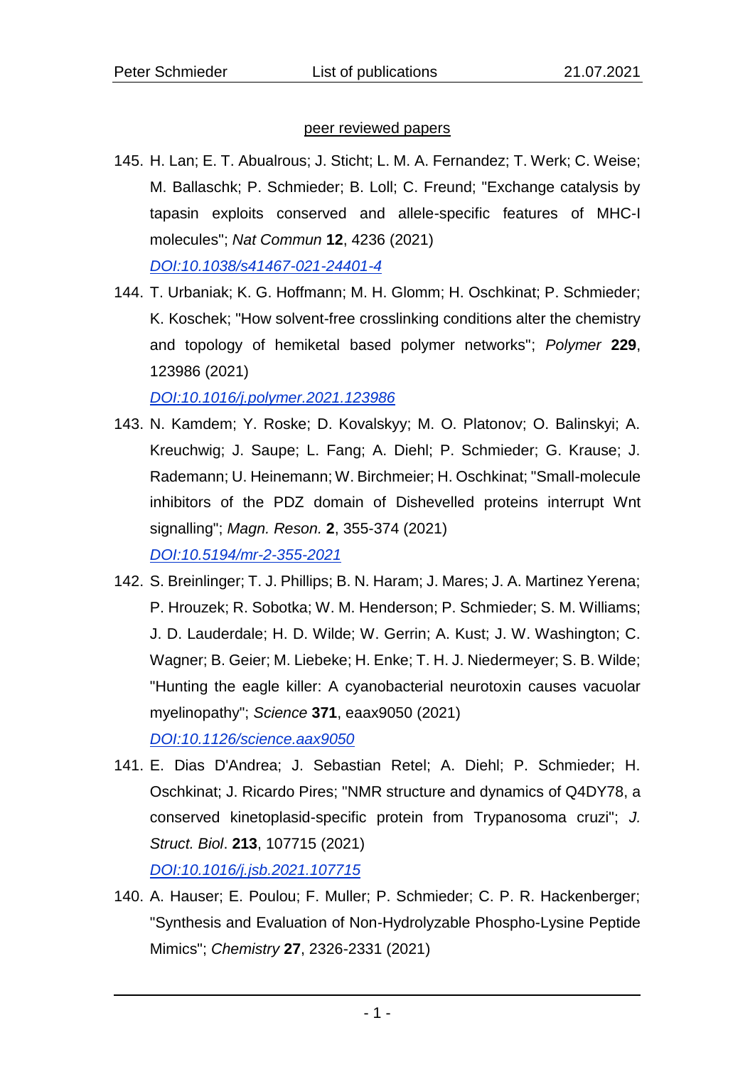<u>peer reviewed papers</u>

145. H. Lan; E. T. Abualrous; J. Sticht; L. M. A. Fernandez; T. Werk; C. Weise; M. Ballaschk; P. Schmieder; B. Loll; C. Freund; "Exchange catalysis by tapasin exploits conserved and allele-specific features of MHC-I molecules"; *Nat Commun* **12**, 4236 (2021)
[DOI:10.1038/s41467-021-24401-4](https://doi.org/10.1038/s41467-021-24401-4)

144. T. Urbaniak; K. G. Hoffmann; M. H. Glomm; H. Oschkinat; P. Schmieder; K. Koschek; "How solvent-free crosslinking conditions alter the chemistry and topology of hemiketal based polymer networks"; *Polymer* **229**, 123986 (2021)
[DOI:10.1016/j.polymer.2021.123986](https://doi.org/10.1016/j.polymer.2021.123986)

143. N. Kamdem; Y. Roske; D. Kovalskyy; M. O. Platonov; O. Balinskyi; A. Kreuchwig; J. Saupe; L. Fang; A. Diehl; P. Schmieder; G. Krause; J. Rademann; U. Heinemann; W. Birchmeier; H. Oschkinat; "Small-molecule inhibitors of the PDZ domain of Dishevelled proteins interrupt Wnt signalling"; *Magn. Reson.* **2**, 355-374 (2021)
[DOI:10.5194/mr-2-355-2021](https://doi.org/10.5194/mr-2-355-2021)

142. S. Breinlinger; T. J. Phillips; B. N. Haram; J. Mares; J. A. Martinez Yerena; P. Hrouzek; R. Sobotka; W. M. Henderson; P. Schmieder; S. M. Williams; J. D. Lauderdale; H. D. Wilde; W. Gerrin; A. Kust; J. W. Washington; C. Wagner; B. Geier; M. Liebeke; H. Enke; T. H. J. Niedermeyer; S. B. Wilde; "Hunting the eagle killer: A cyanobacterial neurotoxin causes vacuolar myelinopathy"; *Science* **371**, eaax9050 (2021)
[DOI:10.1126/science.aax9050](https://doi.org/10.1126/science.aax9050)

141. E. Dias D'Andrea; J. Sebastian Retel; A. Diehl; P. Schmieder; H. Oschkinat; J. Ricardo Pires; "NMR structure and dynamics of Q4DY78, a conserved kinetoplasid-specific protein from Trypanosoma cruzi"; *J. Struct. Biol*. **213**, 107715 (2021)
[DOI:10.1016/j.jsb.2021.107715](https://doi.org/10.1016/j.jsb.2021.107715)

140. A. Hauser; E. Poulou; F. Muller; P. Schmieder; C. P. R. Hackenberger; "Synthesis and Evaluation of Non-Hydrolyzable Phospho-Lysine Peptide Mimics"; *Chemistry* **27**, 2326-2331 (2021)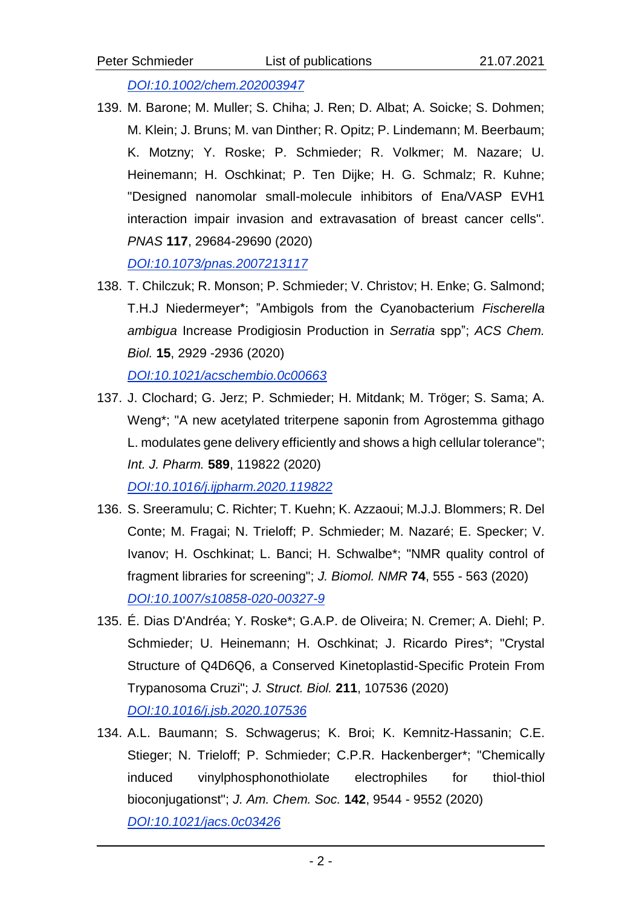[DOI:10.1002/chem.202003947](https://doi.org/10.1002/chem.202003947)

139. M. Barone; M. Muller; S. Chiha; J. Ren; D. Albat; A. Soicke; S. Dohmen; M. Klein; J. Bruns; M. van Dinther; R. Opitz; P. Lindemann; M. Beerbaum; K. Motzny; Y. Roske; P. Schmieder; R. Volkmer; M. Nazare; U. Heinemann; H. Oschkinat; P. Ten Dijke; H. G. Schmalz; R. Kuhne; "Designed nanomolar small-molecule inhibitors of Ena/VASP EVH1 interaction impair invasion and extravasation of breast cancer cells". *PNAS* **117**, 29684-29690 (2020)
[DOI:10.1073/pnas.2007213117](https://doi.org/10.1073/pnas.2007213117)

138. T. Chilczuk; R. Monson; P. Schmieder; V. Christov; H. Enke; G. Salmond; T.H.J Niedermeyer*; "Ambigols from the Cyanobacterium *Fischerella ambigua* Increase Prodigiosin Production in *Serratia* spp"; *ACS Chem. Biol.* **15**, 2929 -2936 (2020)
[DOI:10.1021/acschembio.0c00663](https://doi.org/10.1021/acschembio.0c00663)

137. J. Clochard; G. Jerz; P. Schmieder; H. Mitdank; M. Tröger; S. Sama; A. Weng*; "A new acetylated triterpene saponin from Agrostemma githago L. modulates gene delivery efficiently and shows a high cellular tolerance"; *Int. J. Pharm.* **589**, 119822 (2020)
[DOI:10.1016/j.ijpharm.2020.119822](https://doi.org/10.1016/j.ijpharm.2020.119822)

136. S. Sreeramulu; C. Richter; T. Kuehn; K. Azzaoui; M.J.J. Blommers; R. Del Conte; M. Fragai; N. Trieloff; P. Schmieder; M. Nazaré; E. Specker; V. Ivanov; H. Oschkinat; L. Banci; H. Schwalbe*; "NMR quality control of fragment libraries for screening"; *J. Biomol. NMR* **74**, 555 - 563 (2020)
[DOI:10.1007/s10858-020-00327-9](https://doi.org/10.1007/s10858-020-00327-9)

135. É. Dias D'Andréa; Y. Roske*; G.A.P. de Oliveira; N. Cremer; A. Diehl; P. Schmieder; U. Heinemann; H. Oschkinat; J. Ricardo Pires*; "Crystal Structure of Q4D6Q6, a Conserved Kinetoplastid-Specific Protein From Trypanosoma Cruzi"; *J. Struct. Biol.* **211**, 107536 (2020)
[DOI:10.1016/j.jsb.2020.107536](https://doi.org/10.1016/j.jsb.2020.107536)

134. A.L. Baumann; S. Schwagerus; K. Broi; K. Kemnitz-Hassanin; C.E. Stieger; N. Trieloff; P. Schmieder; C.P.R. Hackenberger*; "Chemically induced vinylphosphonothiolate electrophiles for thiol-thiol bioconjugationst"; *J. Am. Chem. Soc.* **142**, 9544 - 9552 (2020)
[DOI:10.1021/jacs.0c03426](https://doi.org/10.1021/jacs.0c03426)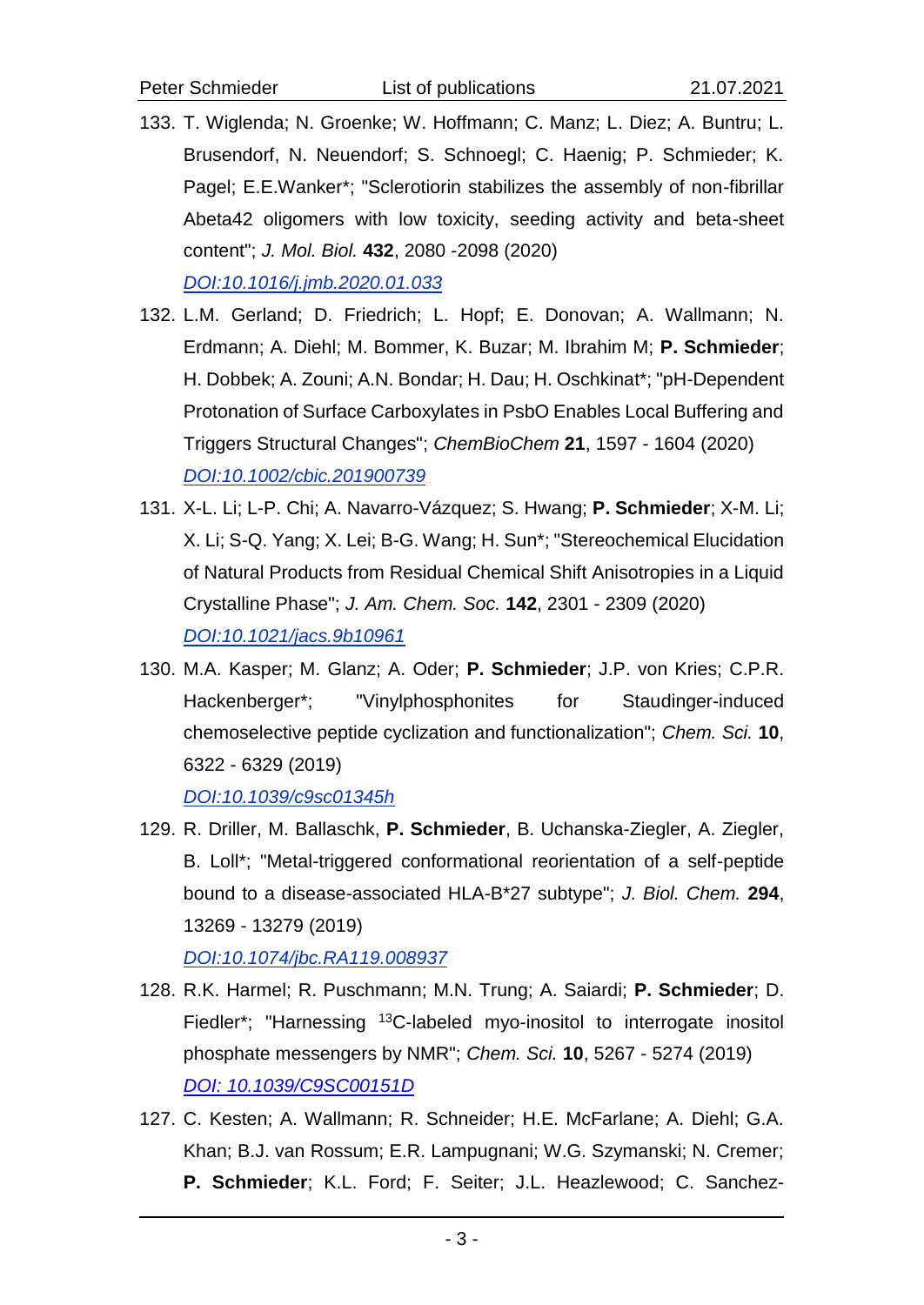133. T. Wiglenda; N. Groenke; W. Hoffmann; C. Manz; L. Diez; A. Buntru; L. Brusendorf, N. Neuendorf; S. Schnoegl; C. Haenig; P. Schmieder; K. Pagel; E.E.Wanker*; "Sclerotiorin stabilizes the assembly of non-fibrillar Abeta42 oligomers with low toxicity, seeding activity and beta-sheet content"; *J. Mol. Biol.* **432**, 2080 -2098 (2020)
[DOI:10.1016/j.jmb.2020.01.033](https://doi.org/10.1016/j.jmb.2020.01.033)

132. L.M. Gerland; D. Friedrich; L. Hopf; E. Donovan; A. Wallmann; N. Erdmann; A. Diehl; M. Bommer, K. Buzar; M. Ibrahim M; **P. Schmieder**; H. Dobbek; A. Zouni; A.N. Bondar; H. Dau; H. Oschkinat*; "pH-Dependent Protonation of Surface Carboxylates in PsbO Enables Local Buffering and Triggers Structural Changes"; *ChemBioChem* **21**, 1597 - 1604 (2020)
[DOI:10.1002/cbic.201900739](https://doi.org/10.1002/cbic.201900739)

131. X-L. Li; L-P. Chi; A. Navarro-Vázquez; S. Hwang; **P. Schmieder**; X-M. Li; X. Li; S-Q. Yang; X. Lei; B-G. Wang; H. Sun*; "Stereochemical Elucidation of Natural Products from Residual Chemical Shift Anisotropies in a Liquid Crystalline Phase"; *J. Am. Chem. Soc.* **142**, 2301 - 2309 (2020)
[DOI:10.1021/jacs.9b10961](https://doi.org/10.1021/jacs.9b10961)

130. M.A. Kasper; M. Glanz; A. Oder; **P. Schmieder**; J.P. von Kries; C.P.R. Hackenberger*; "Vinylphosphonites for Staudinger-induced chemoselective peptide cyclization and functionalization"; *Chem. Sci.* **10**, 6322 - 6329 (2019)
[DOI:10.1039/c9sc01345h](https://doi.org/10.1039/c9sc01345h)

129. R. Driller, M. Ballaschk, **P. Schmieder**, B. Uchanska-Ziegler, A. Ziegler, B. Loll*; "Metal-triggered conformational reorientation of a self-peptide bound to a disease-associated HLA-B*27 subtype"; *J. Biol. Chem.* **294**, 13269 - 13279 (2019)
[DOI:10.1074/jbc.RA119.008937](https://doi.org/10.1074/jbc.RA119.008937)

128. R.K. Harmel; R. Puschmann; M.N. Trung; A. Saiardi; **P. Schmieder**; D. Fiedler*; "Harnessing $^{13}$C-labeled myo-inositol to interrogate inositol phosphate messengers by NMR"; *Chem. Sci.* **10**, 5267 - 5274 (2019)
[DOI: 10.1039/C9SC00151D](https://doi.org/10.1039/C9SC00151D)

127. C. Kesten; A. Wallmann; R. Schneider; H.E. McFarlane; A. Diehl; G.A. Khan; B.J. van Rossum; E.R. Lampugnani; W.G. Szymanski; N. Cremer; **P. Schmieder**; K.L. Ford; F. Seiter; J.L. Heazlewood; C. Sanchez-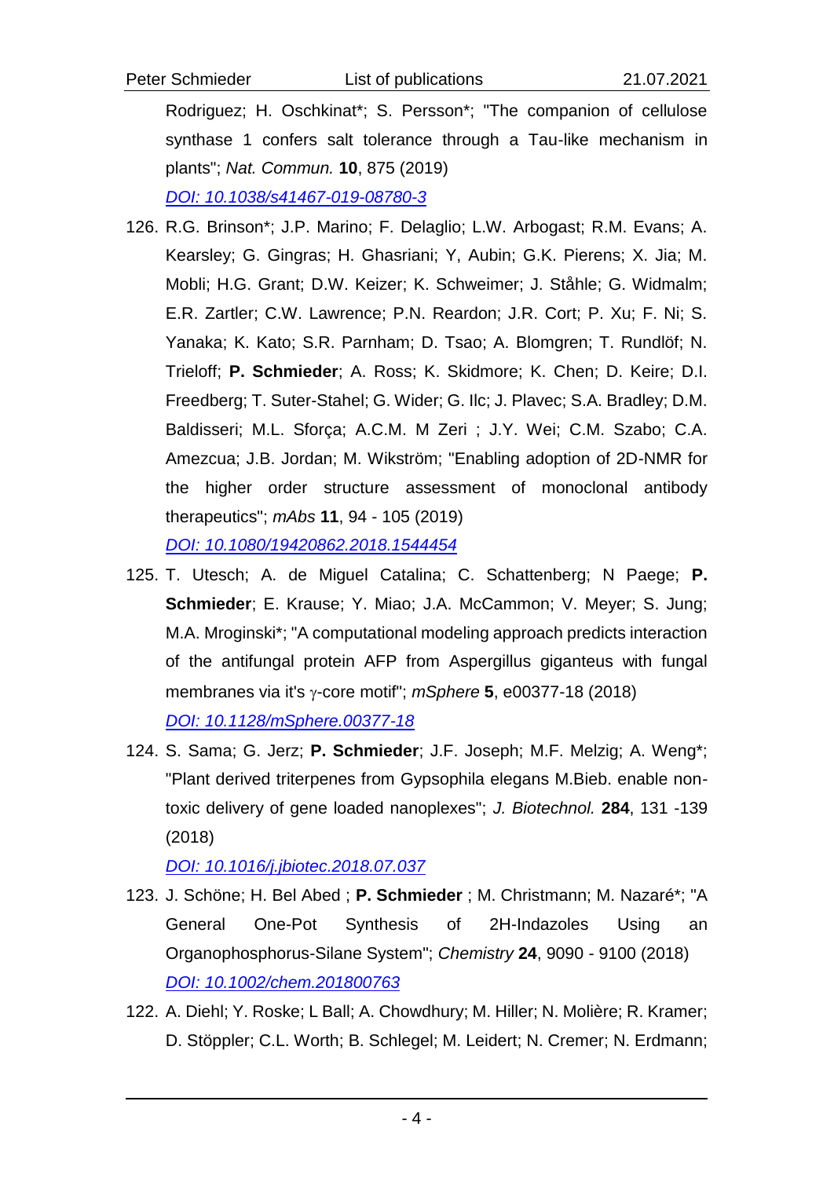Rodriguez; H. Oschkinat*; S. Persson*; "The companion of cellulose synthase 1 confers salt tolerance through a Tau-like mechanism in plants"; *Nat. Commun.* **10**, 875 (2019)
[DOI: 10.1038/s41467-019-08780-3](https://doi.org/10.1038/s41467-019-08780-3)

126. R.G. Brinson*; J.P. Marino; F. Delaglio; L.W. Arbogast; R.M. Evans; A. Kearsley; G. Gingras; H. Ghasriani; Y, Aubin; G.K. Pierens; X. Jia; M. Mobli; H.G. Grant; D.W. Keizer; K. Schweimer; J. Ståhle; G. Widmalm; E.R. Zartler; C.W. Lawrence; P.N. Reardon; J.R. Cort; P. Xu; F. Ni; S. Yanaka; K. Kato; S.R. Parnham; D. Tsao; A. Blomgren; T. Rundlöf; N. Trieloff; **P. Schmieder**; A. Ross; K. Skidmore; K. Chen; D. Keire; D.I. Freedberg; T. Suter-Stahel; G. Wider; G. Ilc; J. Plavec; S.A. Bradley; D.M. Baldisseri; M.L. Sforça; A.C.M. M Zeri ; J.Y. Wei; C.M. Szabo; C.A. Amezcua; J.B. Jordan; M. Wikström; "Enabling adoption of 2D-NMR for the higher order structure assessment of monoclonal antibody therapeutics"; *mAbs* **11**, 94 - 105 (2019)
[DOI: 10.1080/19420862.2018.1544454](https://doi.org/10.1080/19420862.2018.1544454)

125. T. Utesch; A. de Miguel Catalina; C. Schattenberg; N Paege; **P. Schmieder**; E. Krause; Y. Miao; J.A. McCammon; V. Meyer; S. Jung; M.A. Mroginski*; "A computational modeling approach predicts interaction of the antifungal protein AFP from Aspergillus giganteus with fungal membranes via it's γ-core motif"; *mSphere* **5**, e00377-18 (2018)
[DOI: 10.1128/mSphere.00377-18](https://doi.org/10.1128/mSphere.00377-18)

124. S. Sama; G. Jerz; **P. Schmieder**; J.F. Joseph; M.F. Melzig; A. Weng*; "Plant derived triterpenes from Gypsophila elegans M.Bieb. enable non-toxic delivery of gene loaded nanoplexes"; *J. Biotechnol.* **284**, 131 -139 (2018)
[DOI: 10.1016/j.jbiotec.2018.07.037](https://doi.org/10.1016/j.jbiotec.2018.07.037)

123. J. Schöne; H. Bel Abed ; **P. Schmieder** ; M. Christmann; M. Nazaré*; "A General One-Pot Synthesis of 2H-Indazoles Using an Organophosphorus-Silane System"; *Chemistry* **24**, 9090 - 9100 (2018)
[DOI: 10.1002/chem.201800763](https://doi.org/10.1002/chem.201800763)

122. A. Diehl; Y. Roske; L Ball; A. Chowdhury; M. Hiller; N. Molière; R. Kramer; D. Stöppler; C.L. Worth; B. Schlegel; M. Leidert; N. Cremer; N. Erdmann;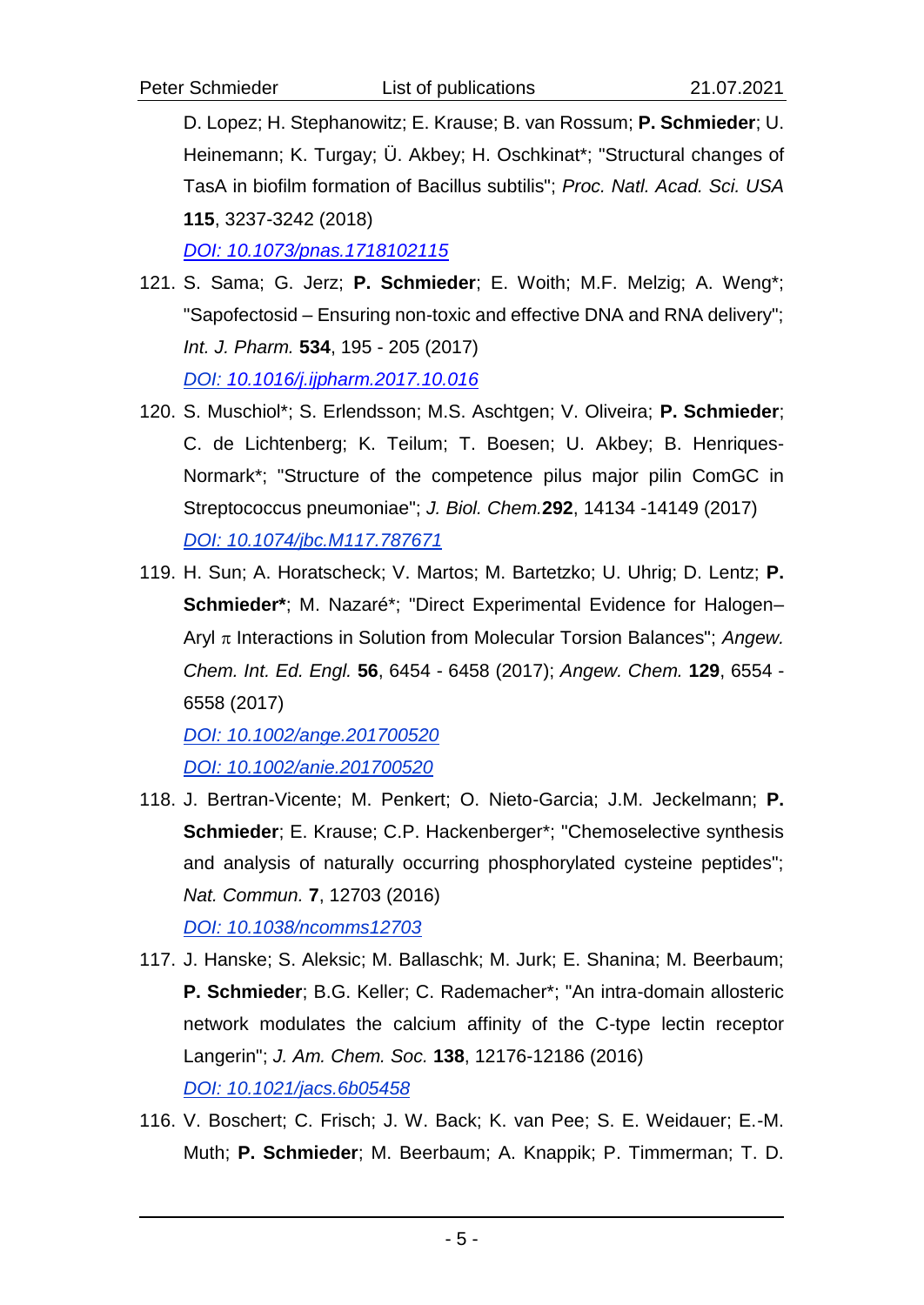D. Lopez; H. Stephanowitz; E. Krause; B. van Rossum; **P. Schmieder**; U. Heinemann; K. Turgay; Ü. Akbey; H. Oschkinat*; "Structural changes of TasA in biofilm formation of Bacillus subtilis"; *Proc. Natl. Acad. Sci. USA* **115**, 3237-3242 (2018)
[DOI: 10.1073/pnas.1718102115](https://doi.org/10.1073/pnas.1718102115)

121. S. Sama; G. Jerz; **P. Schmieder**; E. Woith; M.F. Melzig; A. Weng*; "Sapofectosid – Ensuring non-toxic and effective DNA and RNA delivery"; *Int. J. Pharm.* **534**, 195 - 205 (2017)
[DOI: 10.1016/j.ijpharm.2017.10.016](https://doi.org/10.1016/j.ijpharm.2017.10.016)

120. S. Muschiol*; S. Erlendsson; M.S. Aschtgen; V. Oliveira; **P. Schmieder**; C. de Lichtenberg; K. Teilum; T. Boesen; U. Akbey; B. Henriques-Normark*; "Structure of the competence pilus major pilin ComGC in Streptococcus pneumoniae"; *J. Biol. Chem.* **292**, 14134 -14149 (2017)
[DOI: 10.1074/jbc.M117.787671](https://doi.org/10.1074/jbc.M117.787671)

119. H. Sun; A. Horatscheck; V. Martos; M. Bartetzko; U. Uhrig; D. Lentz; **P. Schmieder***; M. Nazaré*; "Direct Experimental Evidence for Halogen–Aryl π Interactions in Solution from Molecular Torsion Balances"; *Angew. Chem. Int. Ed. Engl.* **56**, 6454 - 6458 (2017); *Angew. Chem.* **129**, 6554 - 6558 (2017)
[DOI: 10.1002/ange.201700520](https://doi.org/10.1002/ange.201700520)
[DOI: 10.1002/anie.201700520](https://doi.org/10.1002/anie.201700520)

118. J. Bertran-Vicente; M. Penkert; O. Nieto-Garcia; J.M. Jeckelmann; **P. Schmieder**; E. Krause; C.P. Hackenberger*; "Chemoselective synthesis and analysis of naturally occurring phosphorylated cysteine peptides"; *Nat. Commun.* **7**, 12703 (2016)
[DOI: 10.1038/ncomms12703](https://doi.org/10.1038/ncomms12703)

117. J. Hanske; S. Aleksic; M. Ballaschk; M. Jurk; E. Shanina; M. Beerbaum; **P. Schmieder**; B.G. Keller; C. Rademacher*; "An intra-domain allosteric network modulates the calcium affinity of the C-type lectin receptor Langerin"; *J. Am. Chem. Soc.* **138**, 12176-12186 (2016)
[DOI: 10.1021/jacs.6b05458](https://doi.org/10.1021/jacs.6b05458)

116. V. Boschert; C. Frisch; J. W. Back; K. van Pee; S. E. Weidauer; E.-M. Muth; **P. Schmieder**; M. Beerbaum; A. Knappik; P. Timmerman; T. D.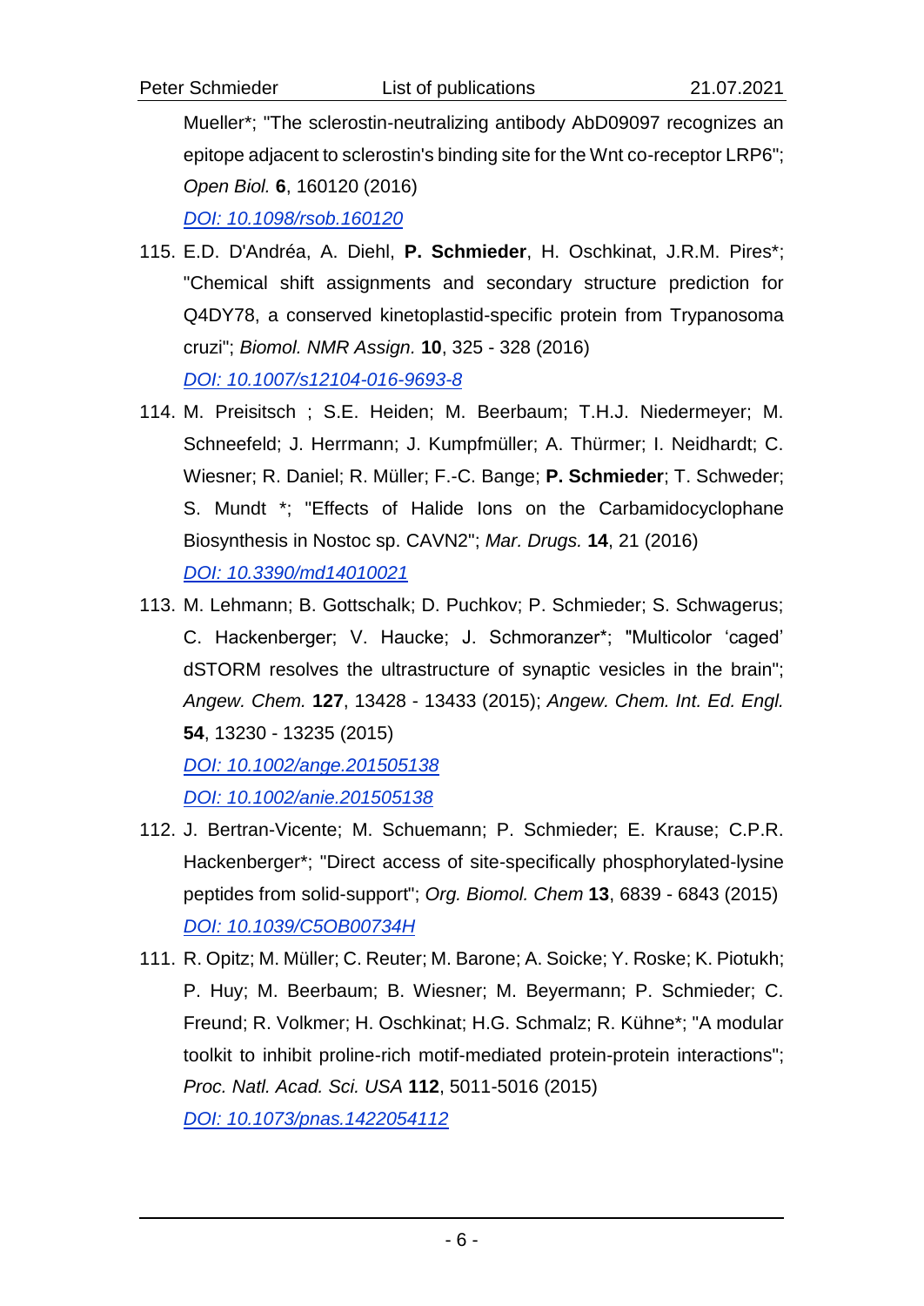Mueller*; "The sclerostin-neutralizing antibody AbD09097 recognizes an epitope adjacent to sclerostin's binding site for the Wnt co-receptor LRP6"; *Open Biol.* **6**, 160120 (2016)
[DOI: 10.1098/rsob.160120](https://doi.org/10.1098/rsob.160120)

115. E.D. D'Andréa, A. Diehl, **P. Schmieder**, H. Oschkinat, J.R.M. Pires*; "Chemical shift assignments and secondary structure prediction for Q4DY78, a conserved kinetoplastid-specific protein from Trypanosoma cruzi"; *Biomol. NMR Assign.* **10**, 325 - 328 (2016)
[DOI: 10.1007/s12104-016-9693-8](https://doi.org/10.1007/s12104-016-9693-8)

114. M. Preisitsch ; S.E. Heiden; M. Beerbaum; T.H.J. Niedermeyer; M. Schneefeld; J. Herrmann; J. Kumpfmüller; A. Thürmer; I. Neidhardt; C. Wiesner; R. Daniel; R. Müller; F.-C. Bange; **P. Schmieder**; T. Schweder; S. Mundt *; "Effects of Halide Ions on the Carbamidocyclophane Biosynthesis in Nostoc sp. CAVN2"; *Mar. Drugs.* **14**, 21 (2016)
[DOI: 10.3390/md14010021](https://doi.org/10.3390/md14010021)

113. M. Lehmann; B. Gottschalk; D. Puchkov; P. Schmieder; S. Schwagerus; C. Hackenberger; V. Haucke; J. Schmoranzer*; "Multicolor 'caged' dSTORM resolves the ultrastructure of synaptic vesicles in the brain"; *Angew. Chem.* **127**, 13428 - 13433 (2015); *Angew. Chem. Int. Ed. Engl.* **54**, 13230 - 13235 (2015)
[DOI: 10.1002/ange.201505138](https://doi.org/10.1002/ange.201505138)
[DOI: 10.1002/anie.201505138](https://doi.org/10.1002/anie.201505138)

112. J. Bertran-Vicente; M. Schuemann; P. Schmieder; E. Krause; C.P.R. Hackenberger*; "Direct access of site-specifically phosphorylated-lysine peptides from solid-support"; *Org. Biomol. Chem* **13**, 6839 - 6843 (2015)
[DOI: 10.1039/C5OB00734H](https://doi.org/10.1039/C5OB00734H)

111. R. Opitz; M. Müller; C. Reuter; M. Barone; A. Soicke; Y. Roske; K. Piotukh; P. Huy; M. Beerbaum; B. Wiesner; M. Beyermann; P. Schmieder; C. Freund; R. Volkmer; H. Oschkinat; H.G. Schmalz; R. Kühne*; "A modular toolkit to inhibit proline-rich motif-mediated protein-protein interactions"; *Proc. Natl. Acad. Sci. USA* **112**, 5011-5016 (2015)
[DOI: 10.1073/pnas.1422054112](https://doi.org/10.1073/pnas.1422054112)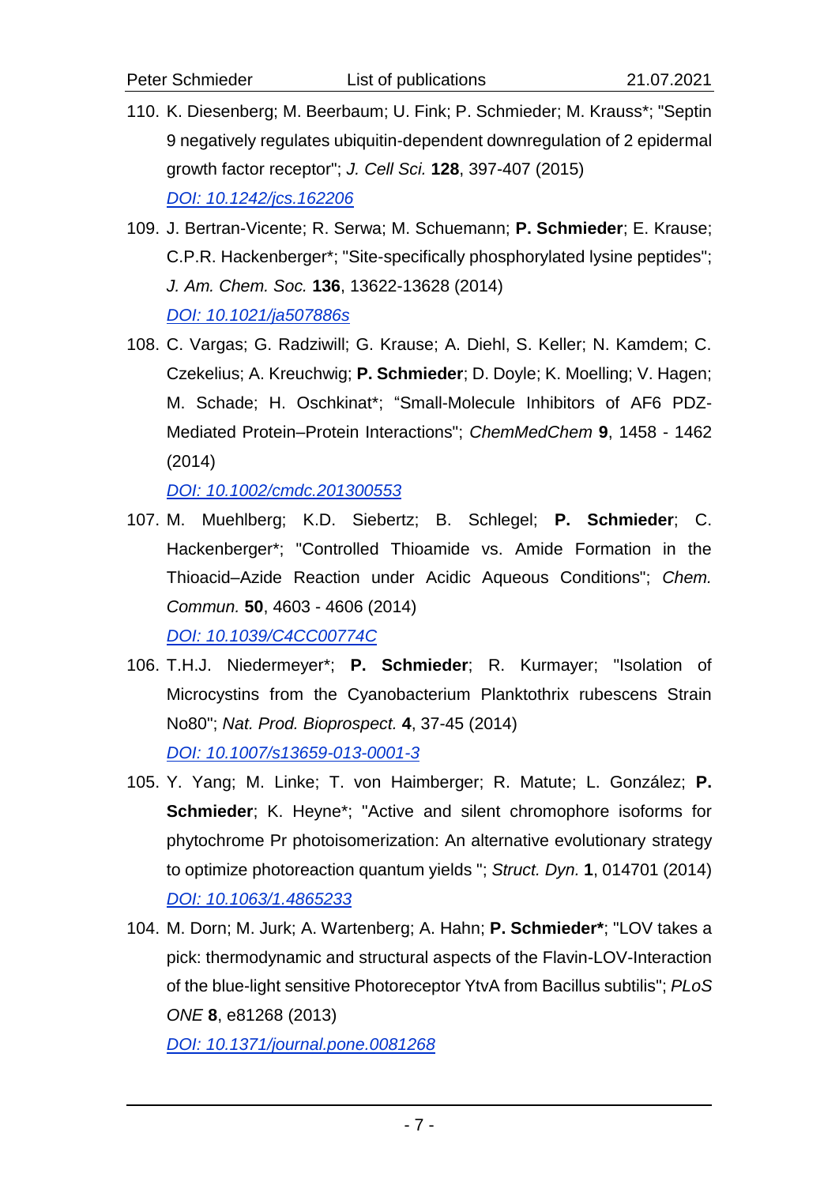110. K. Diesenberg; M. Beerbaum; U. Fink; P. Schmieder; M. Krauss*; "Septin 9 negatively regulates ubiquitin-dependent downregulation of 2 epidermal growth factor receptor"; *J. Cell Sci.* **128**, 397-407 (2015)
[DOI: 10.1242/jcs.162206](https://doi.org/10.1242/jcs.162206)

109. J. Bertran-Vicente; R. Serwa; M. Schuemann; **P. Schmieder**; E. Krause; C.P.R. Hackenberger*; "Site-specifically phosphorylated lysine peptides"; *J. Am. Chem. Soc.* **136**, 13622-13628 (2014)
[DOI: 10.1021/ja507886s](https://doi.org/10.1021/ja507886s)

108. C. Vargas; G. Radziwill; G. Krause; A. Diehl, S. Keller; N. Kamdem; C. Czekelius; A. Kreuchwig; **P. Schmieder**; D. Doyle; K. Moelling; V. Hagen; M. Schade; H. Oschkinat*; "Small-Molecule Inhibitors of AF6 PDZ-Mediated Protein–Protein Interactions"; *ChemMedChem* **9**, 1458 - 1462 (2014)
[DOI: 10.1002/cmdc.201300553](https://doi.org/10.1002/cmdc.201300553)

107. M. Muehlberg; K.D. Siebertz; B. Schlegel; **P. Schmieder**; C. Hackenberger*; "Controlled Thioamide vs. Amide Formation in the Thioacid–Azide Reaction under Acidic Aqueous Conditions"; *Chem. Commun.* **50**, 4603 - 4606 (2014)
[DOI: 10.1039/C4CC00774C](https://doi.org/10.1039/C4CC00774C)

106. T.H.J. Niedermeyer*; **P. Schmieder**; R. Kurmayer; "Isolation of Microcystins from the Cyanobacterium Planktothrix rubescens Strain No80"; *Nat. Prod. Bioprospect.* **4**, 37-45 (2014)
[DOI: 10.1007/s13659-013-0001-3](https://doi.org/10.1007/s13659-013-0001-3)

105. Y. Yang; M. Linke; T. von Haimberger; R. Matute; L. González; **P. Schmieder**; K. Heyne*; "Active and silent chromophore isoforms for phytochrome Pr photoisomerization: An alternative evolutionary strategy to optimize photoreaction quantum yields "; *Struct. Dyn.* **1**, 014701 (2014)
[DOI: 10.1063/1.4865233](https://doi.org/10.1063/1.4865233)

104. M. Dorn; M. Jurk; A. Wartenberg; A. Hahn; **P. Schmieder***; "LOV takes a pick: thermodynamic and structural aspects of the Flavin-LOV-Interaction of the blue-light sensitive Photoreceptor YtvA from Bacillus subtilis"; *PLoS ONE* **8**, e81268 (2013)
[DOI: 10.1371/journal.pone.0081268](https://doi.org/10.1371/journal.pone.0081268)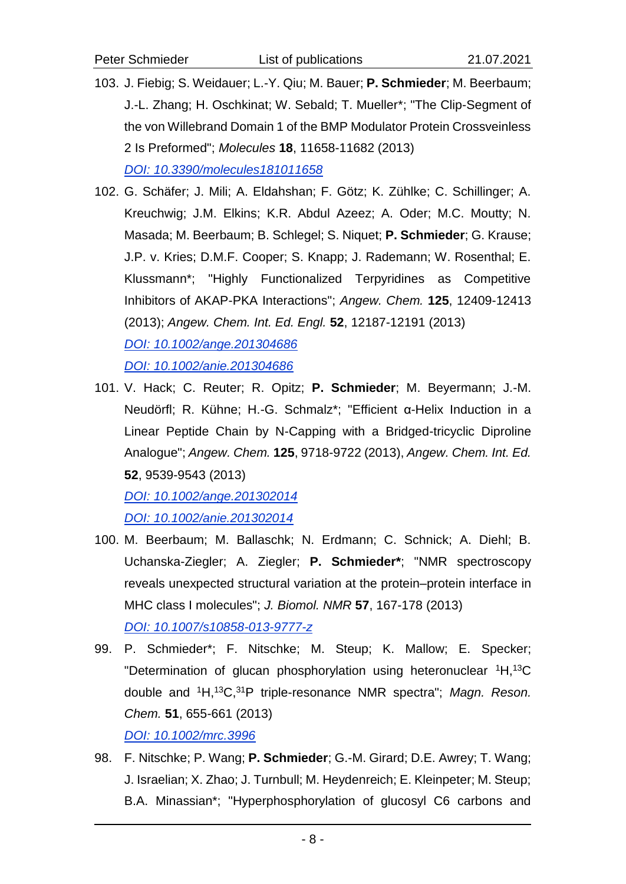103. J. Fiebig; S. Weidauer; L.-Y. Qiu; M. Bauer; **P. Schmieder**; M. Beerbaum; J.-L. Zhang; H. Oschkinat; W. Sebald; T. Mueller*; "The Clip-Segment of the von Willebrand Domain 1 of the BMP Modulator Protein Crossveinless 2 Is Preformed"; *Molecules* **18**, 11658-11682 (2013)
[DOI: 10.3390/molecules181011658](https://doi.org/10.3390/molecules181011658)

102. G. Schäfer; J. Mili; A. Eldahshan; F. Götz; K. Zühlke; C. Schillinger; A. Kreuchwig; J.M. Elkins; K.R. Abdul Azeez; A. Oder; M.C. Moutty; N. Masada; M. Beerbaum; B. Schlegel; S. Niquet; **P. Schmieder**; G. Krause; J.P. v. Kries; D.M.F. Cooper; S. Knapp; J. Rademann; W. Rosenthal; E. Klussmann*; "Highly Functionalized Terpyridines as Competitive Inhibitors of AKAP-PKA Interactions"; *Angew. Chem.* **125**, 12409-12413 (2013); *Angew. Chem. Int. Ed. Engl.* **52**, 12187-12191 (2013)
[DOI: 10.1002/ange.201304686](https://doi.org/10.1002/ange.201304686)
[DOI: 10.1002/anie.201304686](https://doi.org/10.1002/anie.201304686)

101. V. Hack; C. Reuter; R. Opitz; **P. Schmieder**; M. Beyermann; J.-M. Neudörfl; R. Kühne; H.-G. Schmalz*; "Efficient α-Helix Induction in a Linear Peptide Chain by N-Capping with a Bridged-tricyclic Diproline Analogue"; *Angew. Chem.* **125**, 9718-9722 (2013), *Angew. Chem. Int. Ed.* **52**, 9539-9543 (2013)
[DOI: 10.1002/ange.201302014](https://doi.org/10.1002/ange.201302014)
[DOI: 10.1002/anie.201302014](https://doi.org/10.1002/anie.201302014)

100. M. Beerbaum; M. Ballaschk; N. Erdmann; C. Schnick; A. Diehl; B. Uchanska-Ziegler; A. Ziegler; **P. Schmieder***; "NMR spectroscopy reveals unexpected structural variation at the protein–protein interface in MHC class I molecules"; *J. Biomol. NMR* **57**, 167-178 (2013)
[DOI: 10.1007/s10858-013-9777-z](https://doi.org/10.1007/s10858-013-9777-z)

99. P. Schmieder*; F. Nitschke; M. Steup; K. Mallow; E. Specker; "Determination of glucan phosphorylation using heteronuclear $^{1}H,^{13}C$ double and $^{1}H,^{13}C,^{31}P$ triple-resonance NMR spectra"; *Magn. Reson. Chem.* **51**, 655-661 (2013)
[DOI: 10.1002/mrc.3996](https://doi.org/10.1002/mrc.3996)

98. F. Nitschke; P. Wang; **P. Schmieder**; G.-M. Girard; D.E. Awrey; T. Wang; J. Israelian; X. Zhao; J. Turnbull; M. Heydenreich; E. Kleinpeter; M. Steup; B.A. Minassian*; "Hyperphosphorylation of glucosyl C6 carbons and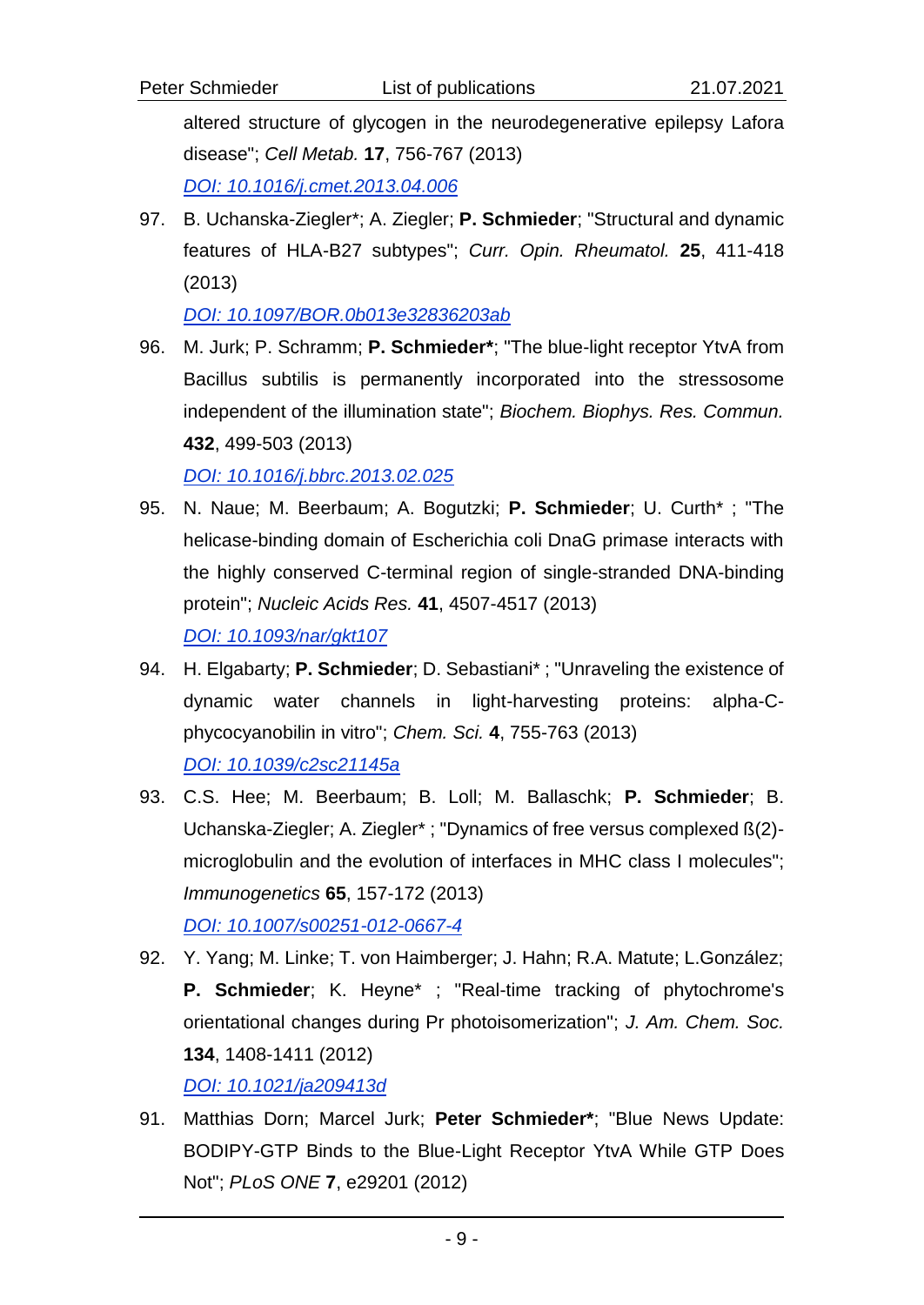altered structure of glycogen in the neurodegenerative epilepsy Lafora disease"; *Cell Metab.* **17**, 756-767 (2013)
[DOI: 10.1016/j.cmet.2013.04.006](https://doi.org/10.1016/j.cmet.2013.04.006)

97. B. Uchanska-Ziegler*; A. Ziegler; **P. Schmieder**; "Structural and dynamic features of HLA-B27 subtypes"; *Curr. Opin. Rheumatol.* **25**, 411-418 (2013)
[DOI: 10.1097/BOR.0b013e32836203ab](https://doi.org/10.1097/BOR.0b013e32836203ab)

96. M. Jurk; P. Schramm; **P. Schmieder***; "The blue-light receptor YtvA from Bacillus subtilis is permanently incorporated into the stressosome independent of the illumination state"; *Biochem. Biophys. Res. Commun.* **432**, 499-503 (2013)
[DOI: 10.1016/j.bbrc.2013.02.025](https://doi.org/10.1016/j.bbrc.2013.02.025)

95. N. Naue; M. Beerbaum; A. Bogutzki; **P. Schmieder**; U. Curth* ; "The helicase-binding domain of Escherichia coli DnaG primase interacts with the highly conserved C-terminal region of single-stranded DNA-binding protein"; *Nucleic Acids Res.* **41**, 4507-4517 (2013)
[DOI: 10.1093/nar/gkt107](https://doi.org/10.1093/nar/gkt107)

94. H. Elgabarty; **P. Schmieder**; D. Sebastiani* ; "Unraveling the existence of dynamic water channels in light-harvesting proteins: alpha-C-phycocyanobilin in vitro"; *Chem. Sci.* **4**, 755-763 (2013)
[DOI: 10.1039/c2sc21145a](https://doi.org/10.1039/c2sc21145a)

93. C.S. Hee; M. Beerbaum; B. Loll; M. Ballaschk; **P. Schmieder**; B. Uchanska-Ziegler; A. Ziegler* ; "Dynamics of free versus complexed ß(2)-microglobulin and the evolution of interfaces in MHC class I molecules"; *Immunogenetics* **65**, 157-172 (2013)
[DOI: 10.1007/s00251-012-0667-4](https://doi.org/10.1007/s00251-012-0667-4)

92. Y. Yang; M. Linke; T. von Haimberger; J. Hahn; R.A. Matute; L.González; **P. Schmieder**; K. Heyne* ; "Real-time tracking of phytochrome's orientational changes during Pr photoisomerization"; *J. Am. Chem. Soc.* **134**, 1408-1411 (2012)
[DOI: 10.1021/ja209413d](https://doi.org/10.1021/ja209413d)

91. Matthias Dorn; Marcel Jurk; **Peter Schmieder***; "Blue News Update: BODIPY-GTP Binds to the Blue-Light Receptor YtvA While GTP Does Not"; *PLoS ONE* **7**, e29201 (2012)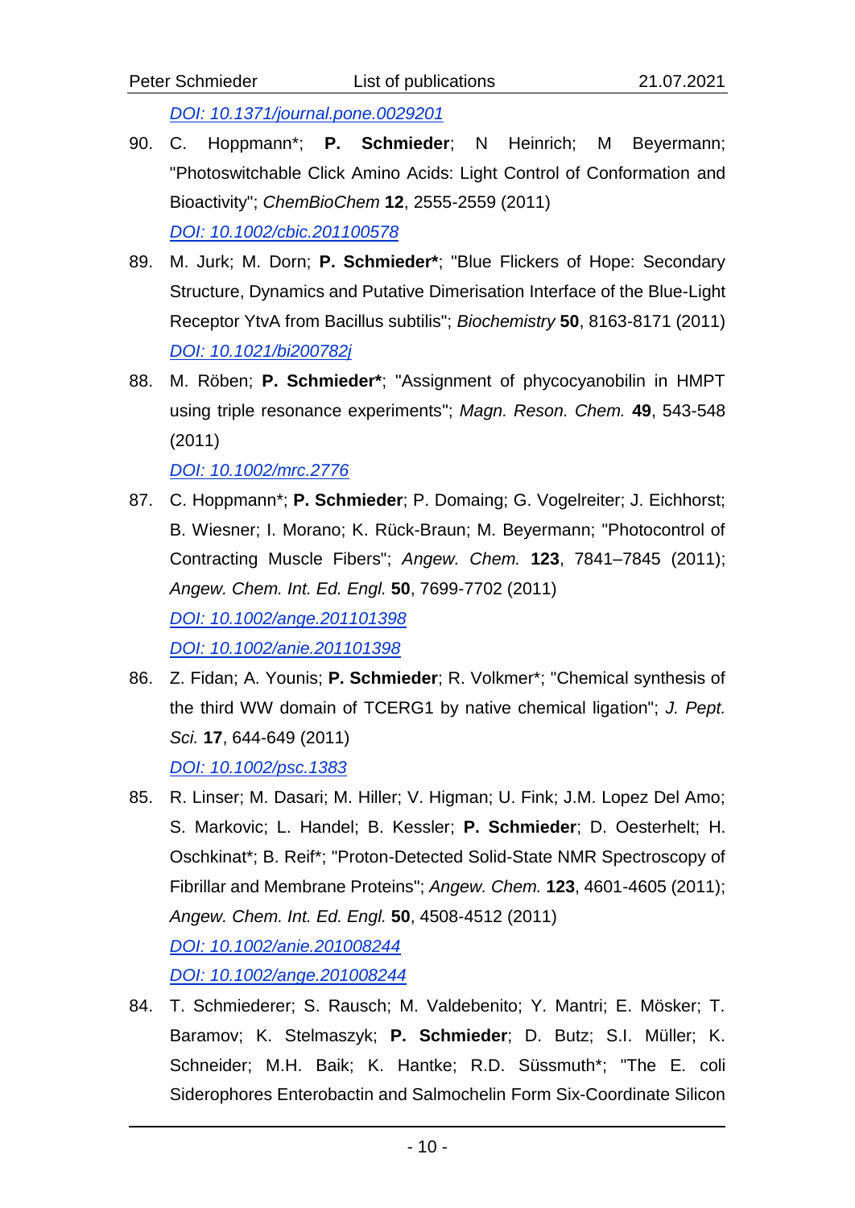DOI: 10.1371/journal.pone.0029201

90. C. Hoppmann*; **P. Schmieder**; N Heinrich; M Beyermann; "Photoswitchable Click Amino Acids: Light Control of Conformation and Bioactivity"; *ChemBioChem* **12**, 2555-2559 (2011)
    DOI: 10.1002/cbic.201100578

89. M. Jurk; M. Dorn; **P. Schmieder***; "Blue Flickers of Hope: Secondary Structure, Dynamics and Putative Dimerisation Interface of the Blue-Light Receptor YtvA from Bacillus subtilis"; *Biochemistry* **50**, 8163-8171 (2011)
    DOI: 10.1021/bi200782j

88. M. Röben; **P. Schmieder***; "Assignment of phycocyanobilin in HMPT using triple resonance experiments"; *Magn. Reson. Chem.* **49**, 543-548 (2011)
    DOI: 10.1002/mrc.2776

87. C. Hoppmann*; **P. Schmieder**; P. Domaing; G. Vogelreiter; J. Eichhorst; B. Wiesner; I. Morano; K. Rück-Braun; M. Beyermann; "Photocontrol of Contracting Muscle Fibers"; *Angew. Chem.* **123**, 7841–7845 (2011); *Angew. Chem. Int. Ed. Engl.* **50**, 7699-7702 (2011)
    DOI: 10.1002/ange.201101398
    DOI: 10.1002/anie.201101398

86. Z. Fidan; A. Younis; **P. Schmieder**; R. Volkmer*; "Chemical synthesis of the third WW domain of TCERG1 by native chemical ligation"; *J. Pept. Sci.* **17**, 644-649 (2011)
    DOI: 10.1002/psc.1383

85. R. Linser; M. Dasari; M. Hiller; V. Higman; U. Fink; J.M. Lopez Del Amo; S. Markovic; L. Handel; B. Kessler; **P. Schmieder**; D. Oesterhelt; H. Oschkinat*; B. Reif*; "Proton-Detected Solid-State NMR Spectroscopy of Fibrillar and Membrane Proteins"; *Angew. Chem.* **123**, 4601-4605 (2011); *Angew. Chem. Int. Ed. Engl.* **50**, 4508-4512 (2011)
    DOI: 10.1002/anie.201008244
    DOI: 10.1002/ange.201008244

84. T. Schmiederer; S. Rausch; M. Valdebenito; Y. Mantri; E. Mösker; T. Baramov; K. Stelmaszyk; **P. Schmieder**; D. Butz; S.I. Müller; K. Schneider; M.H. Baik; K. Hantke; R.D. Süssmuth*; "The E. coli Siderophores Enterobactin and Salmochelin Form Six-Coordinate Silicon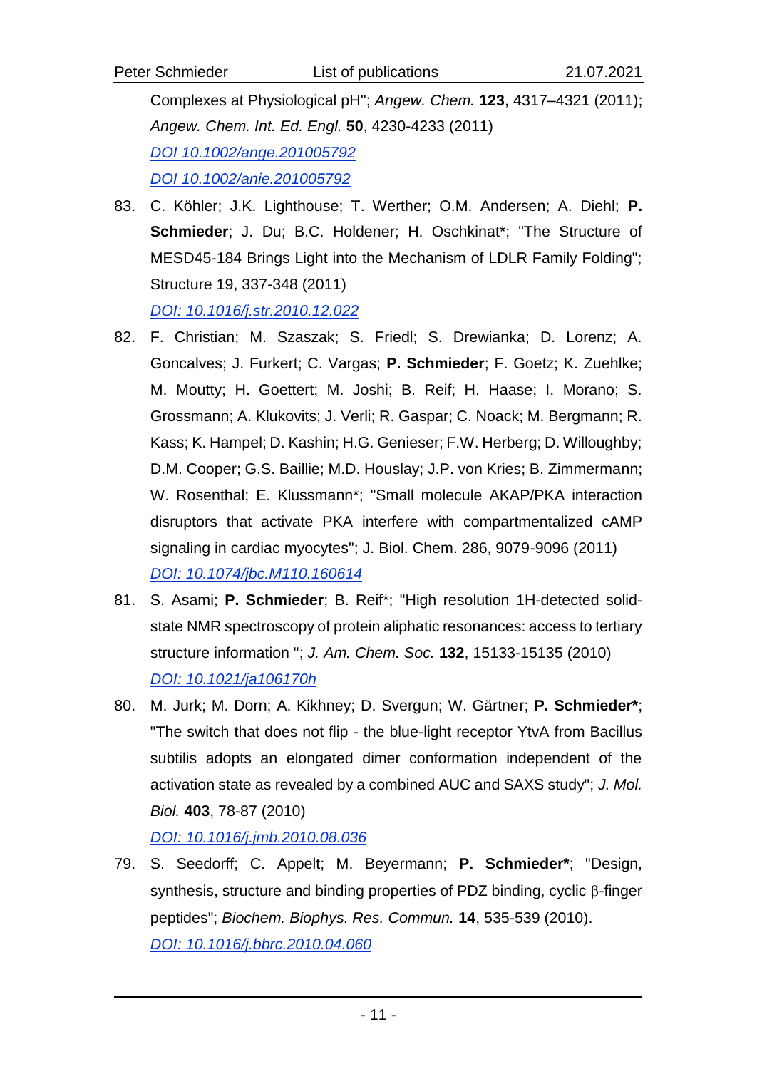Complexes at Physiological pH"; *Angew. Chem.* **123**, 4317–4321 (2011); *Angew. Chem. Int. Ed. Engl.* **50**, 4230-4233 (2011)
[DOI 10.1002/ange.201005792](https://doi.org/10.1002/ange.201005792)
[DOI 10.1002/anie.201005792](https://doi.org/10.1002/anie.201005792)

83. C. Köhler; J.K. Lighthouse; T. Werther; O.M. Andersen; A. Diehl; **P. Schmieder**; J. Du; B.C. Holdener; H. Oschkinat*; "The Structure of MESD45-184 Brings Light into the Mechanism of LDLR Family Folding"; Structure 19, 337-348 (2011)
[DOI: 10.1016/j.str.2010.12.022](https://doi.org/10.1016/j.str.2010.12.022)

82. F. Christian; M. Szaszak; S. Friedl; S. Drewianka; D. Lorenz; A. Goncalves; J. Furkert; C. Vargas; **P. Schmieder**; F. Goetz; K. Zuehlke; M. Moutty; H. Goettert; M. Joshi; B. Reif; H. Haase; I. Morano; S. Grossmann; A. Klukovits; J. Verli; R. Gaspar; C. Noack; M. Bergmann; R. Kass; K. Hampel; D. Kashin; H.G. Genieser; F.W. Herberg; D. Willoughby; D.M. Cooper; G.S. Baillie; M.D. Houslay; J.P. von Kries; B. Zimmermann; W. Rosenthal; E. Klussmann*; "Small molecule AKAP/PKA interaction disruptors that activate PKA interfere with compartmentalized cAMP signaling in cardiac myocytes"; J. Biol. Chem. 286, 9079-9096 (2011)
[DOI: 10.1074/jbc.M110.160614](https://doi.org/10.1074/jbc.M110.160614)

81. S. Asami; **P. Schmieder**; B. Reif*; "High resolution 1H-detected solid-state NMR spectroscopy of protein aliphatic resonances: access to tertiary structure information "; *J. Am. Chem. Soc.* **132**, 15133-15135 (2010)
[DOI: 10.1021/ja106170h](https://doi.org/10.1021/ja106170h)

80. M. Jurk; M. Dorn; A. Kikhney; D. Svergun; W. Gärtner; **P. Schmieder***; "The switch that does not flip - the blue-light receptor YtvA from Bacillus subtilis adopts an elongated dimer conformation independent of the activation state as revealed by a combined AUC and SAXS study"; *J. Mol. Biol.* **403**, 78-87 (2010)
[DOI: 10.1016/j.jmb.2010.08.036](https://doi.org/10.1016/j.jmb.2010.08.036)

79. S. Seedorff; C. Appelt; M. Beyermann; **P. Schmieder***; "Design, synthesis, structure and binding properties of PDZ binding, cyclic β-finger peptides"; *Biochem. Biophys. Res. Commun.* **14**, 535-539 (2010).
[DOI: 10.1016/j.bbrc.2010.04.060](https://doi.org/10.1016/j.bbrc.2010.04.060)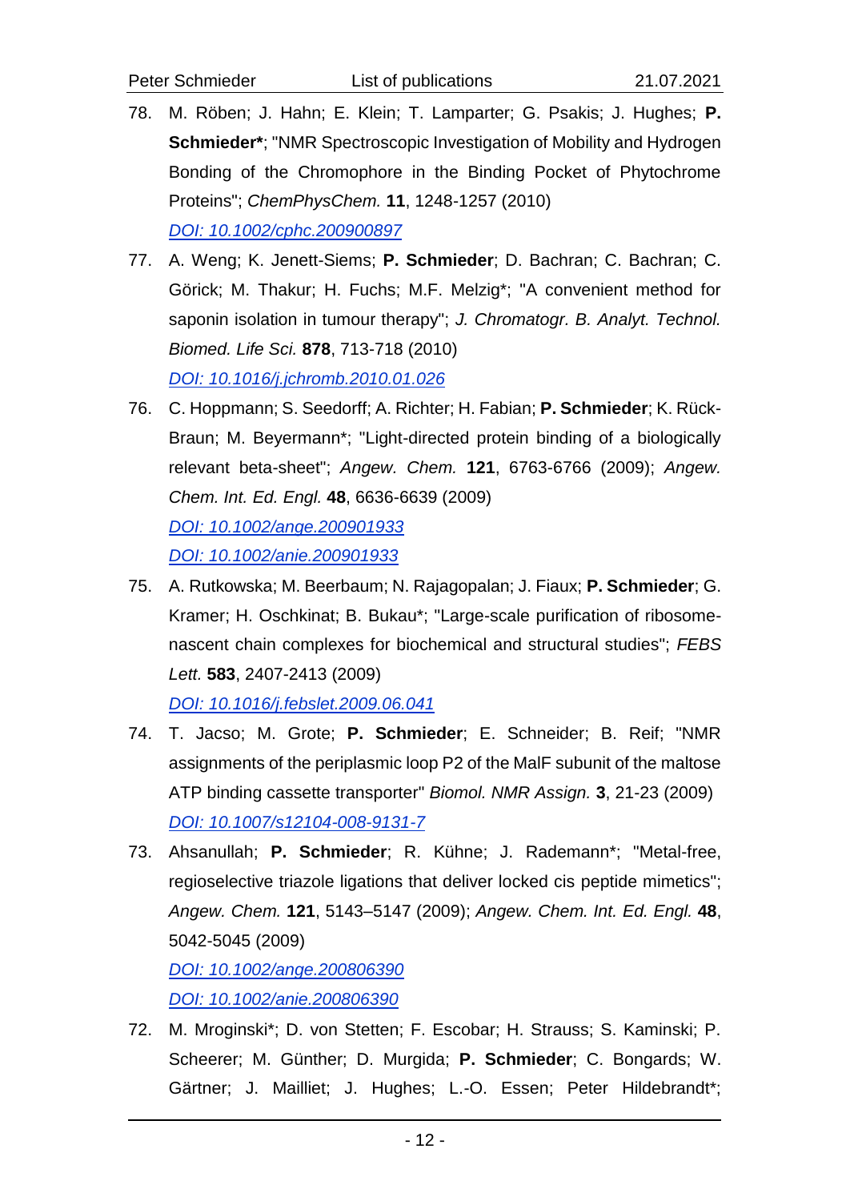78. M. Röben; J. Hahn; E. Klein; T. Lamparter; G. Psakis; J. Hughes; **P. Schmieder***; "NMR Spectroscopic Investigation of Mobility and Hydrogen Bonding of the Chromophore in the Binding Pocket of Phytochrome Proteins"; *ChemPhysChem.* **11**, 1248-1257 (2010)
    [DOI: 10.1002/cphc.200900897](https://doi.org/10.1002/cphc.200900897)

77. A. Weng; K. Jenett-Siems; **P. Schmieder**; D. Bachran; C. Bachran; C. Görick; M. Thakur; H. Fuchs; M.F. Melzig*; "A convenient method for saponin isolation in tumour therapy"; *J. Chromatogr. B. Analyt. Technol. Biomed. Life Sci.* **878**, 713-718 (2010)
    [DOI: 10.1016/j.jchromb.2010.01.026](https://doi.org/10.1016/j.jchromb.2010.01.026)

76. C. Hoppmann; S. Seedorff; A. Richter; H. Fabian; **P. Schmieder**; K. Rück-Braun; M. Beyermann*; "Light-directed protein binding of a biologically relevant beta-sheet"; *Angew. Chem.* **121**, 6763-6766 (2009); *Angew. Chem. Int. Ed. Engl.* **48**, 6636-6639 (2009)
    [DOI: 10.1002/ange.200901933](https://doi.org/10.1002/ange.200901933)
    [DOI: 10.1002/anie.200901933](https://doi.org/10.1002/anie.200901933)

75. A. Rutkowska; M. Beerbaum; N. Rajagopalan; J. Fiaux; **P. Schmieder**; G. Kramer; H. Oschkinat; B. Bukau*; "Large-scale purification of ribosome-nascent chain complexes for biochemical and structural studies"; *FEBS Lett.* **583**, 2407-2413 (2009)
    [DOI: 10.1016/j.febslet.2009.06.041](https://doi.org/10.1016/j.febslet.2009.06.041)

74. T. Jacso; M. Grote; **P. Schmieder**; E. Schneider; B. Reif; "NMR assignments of the periplasmic loop P2 of the MalF subunit of the maltose ATP binding cassette transporter" *Biomol. NMR Assign.* **3**, 21-23 (2009)
    [DOI: 10.1007/s12104-008-9131-7](https://doi.org/10.1007/s12104-008-9131-7)

73. Ahsanullah; **P. Schmieder**; R. Kühne; J. Rademann*; "Metal-free, regioselective triazole ligations that deliver locked cis peptide mimetics"; *Angew. Chem.* **121**, 5143–5147 (2009); *Angew. Chem. Int. Ed. Engl.* **48**, 5042-5045 (2009)
    [DOI: 10.1002/ange.200806390](https://doi.org/10.1002/ange.200806390)
    [DOI: 10.1002/anie.200806390](https://doi.org/10.1002/anie.200806390)

72. M. Mroginski*; D. von Stetten; F. Escobar; H. Strauss; S. Kaminski; P. Scheerer; M. Günther; D. Murgida; **P. Schmieder**; C. Bongards; W. Gärtner; J. Mailliet; J. Hughes; L.-O. Essen; Peter Hildebrandt*;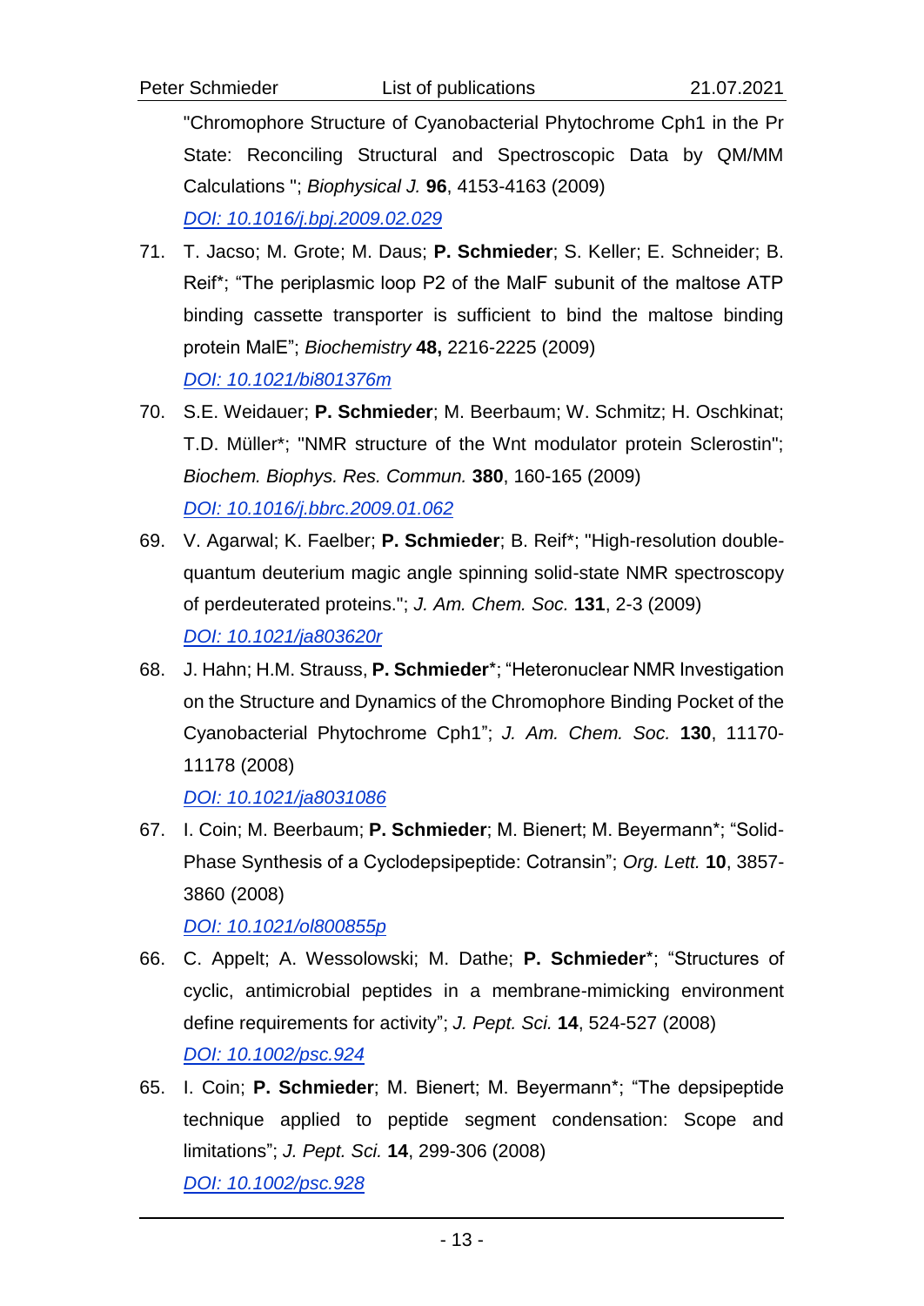"Chromophore Structure of Cyanobacterial Phytochrome Cph1 in the Pr State: Reconciling Structural and Spectroscopic Data by QM/MM Calculations "; *Biophysical J.* **96**, 4153-4163 (2009)
[DOI: 10.1016/j.bpj.2009.02.029](https://doi.org/10.1016/j.bpj.2009.02.029)

71. T. Jacso; M. Grote; M. Daus; **P. Schmieder**; S. Keller; E. Schneider; B. Reif*; "The periplasmic loop P2 of the MalF subunit of the maltose ATP binding cassette transporter is sufficient to bind the maltose binding protein MalE"; *Biochemistry* **48,** 2216-2225 (2009)
[DOI: 10.1021/bi801376m](https://doi.org/10.1021/bi801376m)

70. S.E. Weidauer; **P. Schmieder**; M. Beerbaum; W. Schmitz; H. Oschkinat; T.D. Müller*; "NMR structure of the Wnt modulator protein Sclerostin"; *Biochem. Biophys. Res. Commun.* **380**, 160-165 (2009)
[DOI: 10.1016/j.bbrc.2009.01.062](https://doi.org/10.1016/j.bbrc.2009.01.062)

69. V. Agarwal; K. Faelber; **P. Schmieder**; B. Reif*; "High-resolution double-quantum deuterium magic angle spinning solid-state NMR spectroscopy of perdeuterated proteins."; *J. Am. Chem. Soc.* **131**, 2-3 (2009)
[DOI: 10.1021/ja803620r](https://doi.org/10.1021/ja803620r)

68. J. Hahn; H.M. Strauss, **P. Schmieder***; "Heteronuclear NMR Investigation on the Structure and Dynamics of the Chromophore Binding Pocket of the Cyanobacterial Phytochrome Cph1"; *J. Am. Chem. Soc.* **130**, 11170-11178 (2008)
[DOI: 10.1021/ja8031086](https://doi.org/10.1021/ja8031086)

67. I. Coin; M. Beerbaum; **P. Schmieder**; M. Bienert; M. Beyermann*; "Solid-Phase Synthesis of a Cyclodepsipeptide: Cotransin"; *Org. Lett.* **10**, 3857-3860 (2008)
[DOI: 10.1021/ol800855p](https://doi.org/10.1021/ol800855p)

66. C. Appelt; A. Wessolowski; M. Dathe; **P. Schmieder***; "Structures of cyclic, antimicrobial peptides in a membrane-mimicking environment define requirements for activity"; *J. Pept. Sci.* **14**, 524-527 (2008)
[DOI: 10.1002/psc.924](https://doi.org/10.1002/psc.924)

65. I. Coin; **P. Schmieder**; M. Bienert; M. Beyermann*; "The depsipeptide technique applied to peptide segment condensation: Scope and limitations"; *J. Pept. Sci.* **14**, 299-306 (2008)
[DOI: 10.1002/psc.928](https://doi.org/10.1002/psc.928)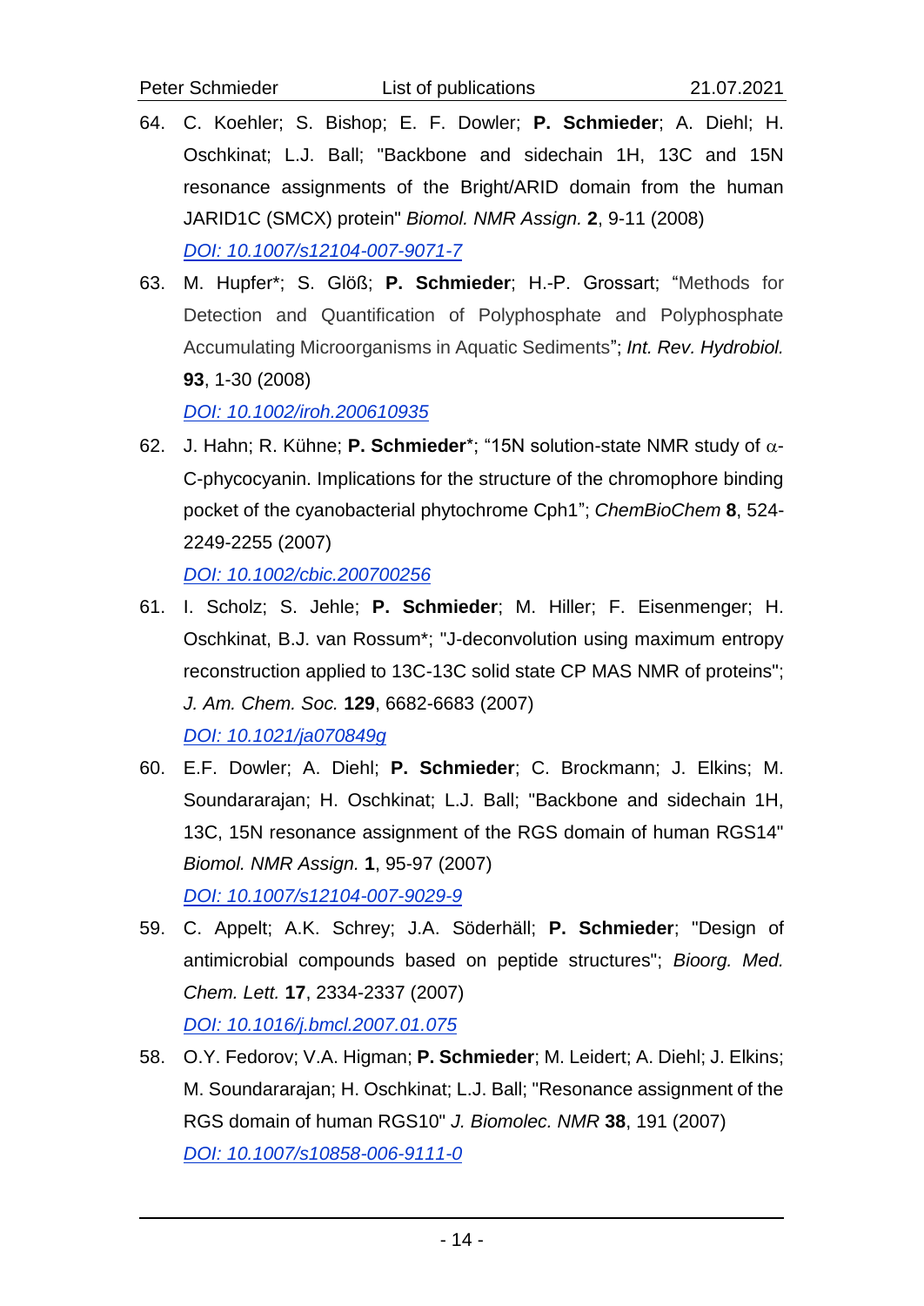64. C. Koehler; S. Bishop; E. F. Dowler; **P. Schmieder**; A. Diehl; H. Oschkinat; L.J. Ball; "Backbone and sidechain 1H, 13C and 15N resonance assignments of the Bright/ARID domain from the human JARID1C (SMCX) protein" *Biomol. NMR Assign.* **2**, 9-11 (2008)
    *DOI: 10.1007/s12104-007-9071-7*

63. M. Hupfer*; S. Glöß; **P. Schmieder**; H.-P. Grossart; "Methods for Detection and Quantification of Polyphosphate and Polyphosphate Accumulating Microorganisms in Aquatic Sediments"; *Int. Rev. Hydrobiol.* **93**, 1-30 (2008)
    *DOI: 10.1002/iroh.200610935*

62. J. Hahn; R. Kühne; **P. Schmieder***; "15N solution-state NMR study of $\alpha$-C-phycocyanin. Implications for the structure of the chromophore binding pocket of the cyanobacterial phytochrome Cph1"; *ChemBioChem* **8**, 524-2249-2255 (2007)
    *DOI: 10.1002/cbic.200700256*

61. I. Scholz; S. Jehle; **P. Schmieder**; M. Hiller; F. Eisenmenger; H. Oschkinat, B.J. van Rossum*; "J-deconvolution using maximum entropy reconstruction applied to 13C-13C solid state CP MAS NMR of proteins"; *J. Am. Chem. Soc.* **129**, 6682-6683 (2007)
    *DOI: 10.1021/ja070849g*

60. E.F. Dowler; A. Diehl; **P. Schmieder**; C. Brockmann; J. Elkins; M. Soundararajan; H. Oschkinat; L.J. Ball; "Backbone and sidechain 1H, 13C, 15N resonance assignment of the RGS domain of human RGS14" *Biomol. NMR Assign.* **1**, 95-97 (2007)
    *DOI: 10.1007/s12104-007-9029-9*

59. C. Appelt; A.K. Schrey; J.A. Söderhäll; **P. Schmieder**; "Design of antimicrobial compounds based on peptide structures"; *Bioorg. Med. Chem. Lett.* **17**, 2334-2337 (2007)
    *DOI: 10.1016/j.bmcl.2007.01.075*

58. O.Y. Fedorov; V.A. Higman; **P. Schmieder**; M. Leidert; A. Diehl; J. Elkins; M. Soundararajan; H. Oschkinat; L.J. Ball; "Resonance assignment of the RGS domain of human RGS10" *J. Biomolec. NMR* **38**, 191 (2007)
    *DOI: 10.1007/s10858-006-9111-0*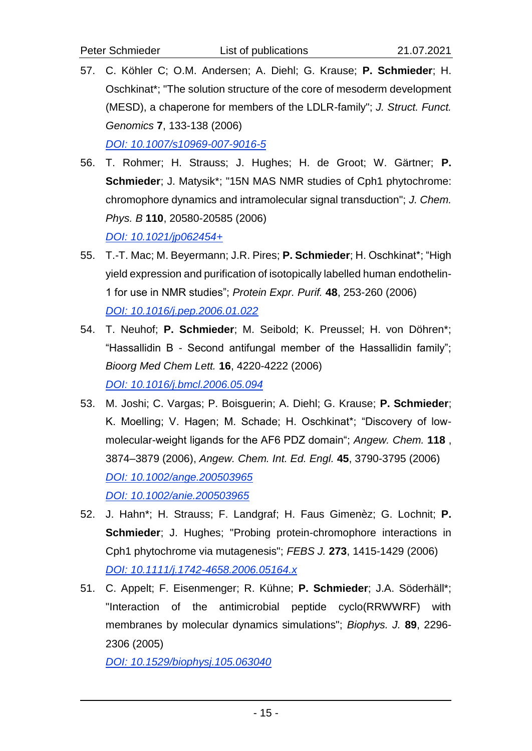57. C. Köhler C; O.M. Andersen; A. Diehl; G. Krause; **P. Schmieder**; H. Oschkinat*; "The solution structure of the core of mesoderm development (MESD), a chaperone for members of the LDLR-family"; *J. Struct. Funct. Genomics* **7**, 133-138 (2006)
    [DOI: 10.1007/s10969-007-9016-5](https://doi.org/10.1007/s10969-007-9016-5)

56. T. Rohmer; H. Strauss; J. Hughes; H. de Groot; W. Gärtner; **P. Schmieder**; J. Matysik*; "15N MAS NMR studies of Cph1 phytochrome: chromophore dynamics and intramolecular signal transduction"; *J. Chem. Phys. B* **110**, 20580-20585 (2006)
    [DOI: 10.1021/jp062454+](https://doi.org/10.1021/jp062454+)

55. T.-T. Mac; M. Beyermann; J.R. Pires; **P. Schmieder**; H. Oschkinat*; "High yield expression and purification of isotopically labelled human endothelin-1 for use in NMR studies"; *Protein Expr. Purif.* **48**, 253-260 (2006)
    [DOI: 10.1016/j.pep.2006.01.022](https://doi.org/10.1016/j.pep.2006.01.022)

54. T. Neuhof; **P. Schmieder**; M. Seibold; K. Preussel; H. von Döhren*; "Hassallidin B - Second antifungal member of the Hassallidin family"; *Bioorg Med Chem Lett.* **16**, 4220-4222 (2006)
    [DOI: 10.1016/j.bmcl.2006.05.094](https://doi.org/10.1016/j.bmcl.2006.05.094)

53. M. Joshi; C. Vargas; P. Boisguerin; A. Diehl; G. Krause; **P. Schmieder**; K. Moelling; V. Hagen; M. Schade; H. Oschkinat*; "Discovery of low-molecular-weight ligands for the AF6 PDZ domain"; *Angew. Chem.* **118** , 3874–3879 (2006), *Angew. Chem. Int. Ed. Engl.* **45**, 3790-3795 (2006)
    [DOI: 10.1002/ange.200503965](https://doi.org/10.1002/ange.200503965)
    [DOI: 10.1002/anie.200503965](https://doi.org/10.1002/anie.200503965)

52. J. Hahn*; H. Strauss; F. Landgraf; H. Faus Gimenèz; G. Lochnit; **P. Schmieder**; J. Hughes; "Probing protein-chromophore interactions in Cph1 phytochrome via mutagenesis"; *FEBS J.* **273**, 1415-1429 (2006)
    [DOI: 10.1111/j.1742-4658.2006.05164.x](https://doi.org/10.1111/j.1742-4658.2006.05164.x)

51. C. Appelt; F. Eisenmenger; R. Kühne; **P. Schmieder**; J.A. Söderhäll*; "Interaction of the antimicrobial peptide cyclo(RRWWRF) with membranes by molecular dynamics simulations"; *Biophys. J.* **89**, 2296-2306 (2005)
    [DOI: 10.1529/biophysj.105.063040](https://doi.org/10.1529/biophysj.105.063040)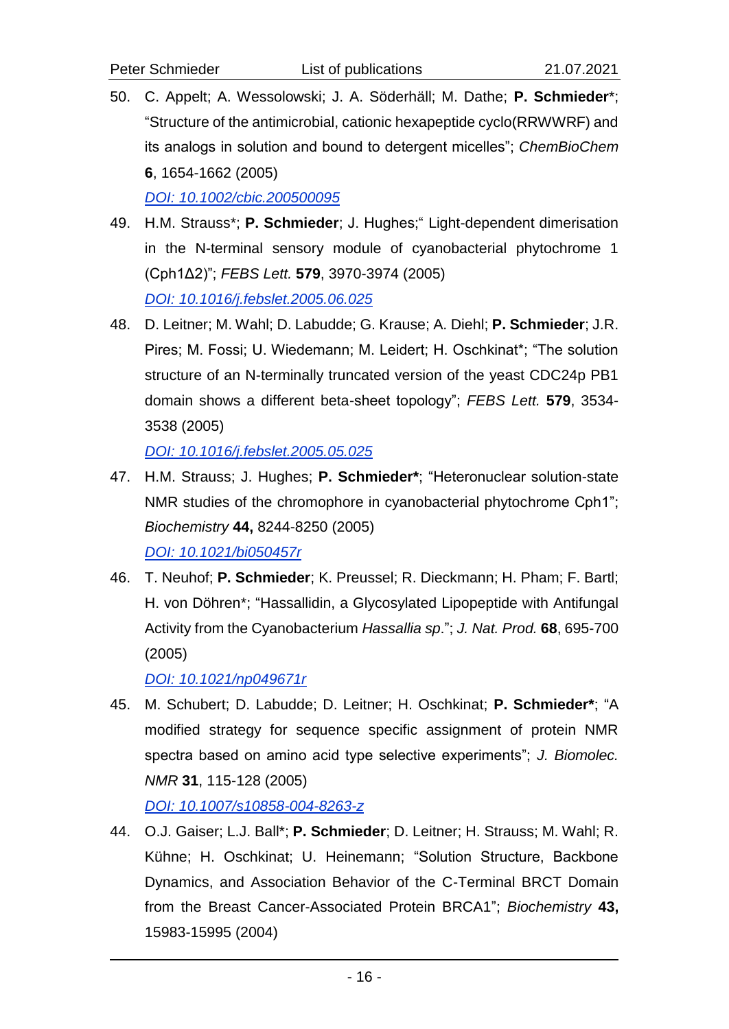50. C. Appelt; A. Wessolowski; J. A. Söderhäll; M. Dathe; **P. Schmieder***; "Structure of the antimicrobial, cationic hexapeptide cyclo(RRWWRF) and its analogs in solution and bound to detergent micelles"; *ChemBioChem* **6**, 1654-1662 (2005)
    *DOI: 10.1002/cbic.200500095*

49. H.M. Strauss*; **P. Schmieder**; J. Hughes;" Light-dependent dimerisation in the N-terminal sensory module of cyanobacterial phytochrome 1 (Cph1Δ2)"; *FEBS Lett.* **579**, 3970-3974 (2005)
    *DOI: 10.1016/j.febslet.2005.06.025*

48. D. Leitner; M. Wahl; D. Labudde; G. Krause; A. Diehl; **P. Schmieder**; J.R. Pires; M. Fossi; U. Wiedemann; M. Leidert; H. Oschkinat*; "The solution structure of an N-terminally truncated version of the yeast CDC24p PB1 domain shows a different beta-sheet topology"; *FEBS Lett.* **579**, 3534-3538 (2005)
    *DOI: 10.1016/j.febslet.2005.05.025*

47. H.M. Strauss; J. Hughes; **P. Schmieder***; "Heteronuclear solution-state NMR studies of the chromophore in cyanobacterial phytochrome Cph1"; *Biochemistry* **44,** 8244-8250 (2005)
    *DOI: 10.1021/bi050457r*

46. T. Neuhof; **P. Schmieder**; K. Preussel; R. Dieckmann; H. Pham; F. Bartl; H. von Döhren*; "Hassallidin, a Glycosylated Lipopeptide with Antifungal Activity from the Cyanobacterium *Hassallia sp.*"; *J. Nat. Prod.* **68**, 695-700 (2005)
    *DOI: 10.1021/np049671r*

45. M. Schubert; D. Labudde; D. Leitner; H. Oschkinat; **P. Schmieder***; "A modified strategy for sequence specific assignment of protein NMR spectra based on amino acid type selective experiments"; *J. Biomolec. NMR* **31**, 115-128 (2005)
    *DOI: 10.1007/s10858-004-8263-z*

44. O.J. Gaiser; L.J. Ball*; **P. Schmieder**; D. Leitner; H. Strauss; M. Wahl; R. Kühne; H. Oschkinat; U. Heinemann; "Solution Structure, Backbone Dynamics, and Association Behavior of the C-Terminal BRCT Domain from the Breast Cancer-Associated Protein BRCA1"; *Biochemistry* **43,** 15983-15995 (2004)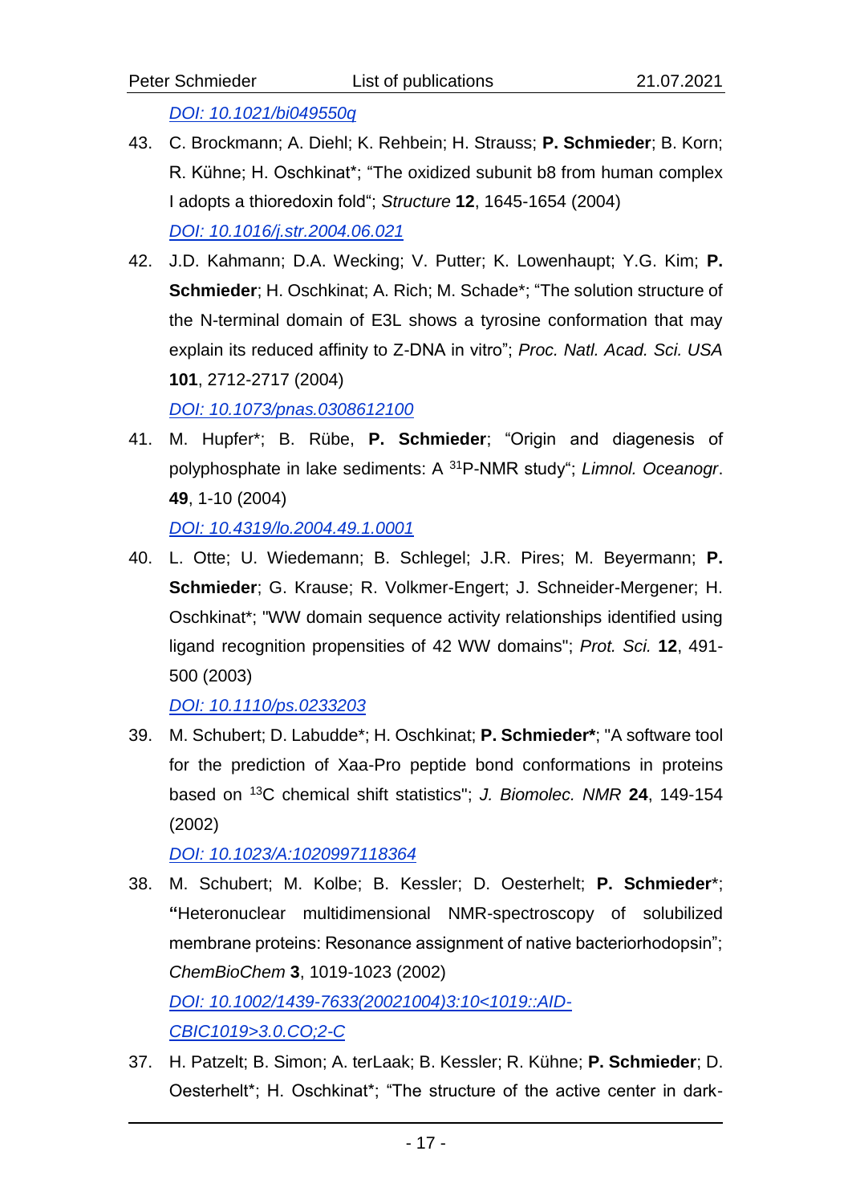[DOI: 10.1021/bi049550q](https://doi.org/10.1021/bi049550q)

43. C. Brockmann; A. Diehl; K. Rehbein; H. Strauss; **P. Schmieder**; B. Korn; R. Kühne; H. Oschkinat*; "The oxidized subunit b8 from human complex I adopts a thioredoxin fold"; *Structure* **12**, 1645-1654 (2004)
    [DOI: 10.1016/j.str.2004.06.021](https://doi.org/10.1016/j.str.2004.06.021)

42. J.D. Kahmann; D.A. Wecking; V. Putter; K. Lowenhaupt; Y.G. Kim; **P. Schmieder**; H. Oschkinat; A. Rich; M. Schade*; "The solution structure of the N-terminal domain of E3L shows a tyrosine conformation that may explain its reduced affinity to Z-DNA in vitro"; *Proc. Natl. Acad. Sci. USA* **101**, 2712-2717 (2004)
    [DOI: 10.1073/pnas.0308612100](https://doi.org/10.1073/pnas.0308612100)

41. M. Hupfer*; B. Rübe, **P. Schmieder**; "Origin and diagenesis of polyphosphate in lake sediments: A $^{31}$P-NMR study"; *Limnol. Oceanogr*. **49**, 1-10 (2004)
    [DOI: 10.4319/lo.2004.49.1.0001](https://doi.org/10.4319/lo.2004.49.1.0001)

40. L. Otte; U. Wiedemann; B. Schlegel; J.R. Pires; M. Beyermann; **P. Schmieder**; G. Krause; R. Volkmer-Engert; J. Schneider-Mergener; H. Oschkinat*; "WW domain sequence activity relationships identified using ligand recognition propensities of 42 WW domains"; *Prot. Sci.* **12**, 491-500 (2003)
    [DOI: 10.1110/ps.0233203](https://doi.org/10.1110/ps.0233203)

39. M. Schubert; D. Labudde*; H. Oschkinat; **P. Schmieder***; "A software tool for the prediction of Xaa-Pro peptide bond conformations in proteins based on $^{13}$C chemical shift statistics"; *J. Biomolec. NMR* **24**, 149-154 (2002)
    [DOI: 10.1023/A:1020997118364](https://doi.org/10.1023/A:1020997118364)

38. M. Schubert; M. Kolbe; B. Kessler; D. Oesterhelt; **P. Schmieder***; **"**Heteronuclear multidimensional NMR-spectroscopy of solubilized membrane proteins: Resonance assignment of native bacteriorhodopsin"; *ChemBioChem* **3**, 1019-1023 (2002)
    [DOI: 10.1002/1439-7633(20021004)3:10<1019::AID-CBIC1019>3.0.CO;2-C](https://doi.org/10.1002/1439-7633(20021004)3:10<1019::AID-CBIC1019>3.0.CO;2-C)

37. H. Patzelt; B. Simon; A. terLaak; B. Kessler; R. Kühne; **P. Schmieder**; D. Oesterhelt*; H. Oschkinat*; "The structure of the active center in dark-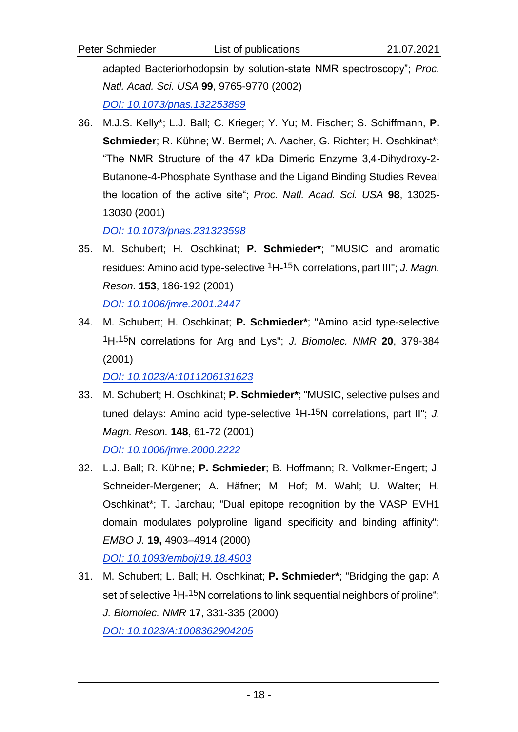adapted Bacteriorhodopsin by solution-state NMR spectroscopy"; *Proc. Natl. Acad. Sci. USA* **99**, 9765-9770 (2002)
[DOI: 10.1073/pnas.132253899](https://doi.org/10.1073/pnas.132253899)

36. M.J.S. Kelly*; L.J. Ball; C. Krieger; Y. Yu; M. Fischer; S. Schiffmann, **P. Schmieder**; R. Kühne; W. Bermel; A. Aacher, G. Richter; H. Oschkinat*; "The NMR Structure of the 47 kDa Dimeric Enzyme 3,4-Dihydroxy-2-Butanone-4-Phosphate Synthase and the Ligand Binding Studies Reveal the location of the active site"; *Proc. Natl. Acad. Sci. USA* **98**, 13025-13030 (2001)
[DOI: 10.1073/pnas.231323598](https://doi.org/10.1073/pnas.231323598)

35. M. Schubert; H. Oschkinat; **P. Schmieder***; "MUSIC and aromatic residues: Amino acid type-selective $^{1}$H-$^{15}$N correlations, part III"; *J. Magn. Reson.* **153**, 186-192 (2001)
[DOI: 10.1006/jmre.2001.2447](https://doi.org/10.1006/jmre.2001.2447)

34. M. Schubert; H. Oschkinat; **P. Schmieder***; "Amino acid type-selective $^{1}$H-$^{15}$N correlations for Arg and Lys"; *J. Biomolec. NMR* **20**, 379-384 (2001)
[DOI: 10.1023/A:1011206131623](https://doi.org/10.1023/A:1011206131623)

33. M. Schubert; H. Oschkinat; **P. Schmieder***; "MUSIC, selective pulses and tuned delays: Amino acid type-selective $^{1}$H-$^{15}$N correlations, part II"; *J. Magn. Reson.* **148**, 61-72 (2001)
[DOI: 10.1006/jmre.2000.2222](https://doi.org/10.1006/jmre.2000.2222)

32. L.J. Ball; R. Kühne; **P. Schmieder**; B. Hoffmann; R. Volkmer-Engert; J. Schneider-Mergener; A. Häfner; M. Hof; M. Wahl; U. Walter; H. Oschkinat*; T. Jarchau; "Dual epitope recognition by the VASP EVH1 domain modulates polyproline ligand specificity and binding affinity"; *EMBO J.* **19,** 4903–4914 (2000)
[DOI: 10.1093/emboj/19.18.4903](https://doi.org/10.1093/emboj/19.18.4903)

31. M. Schubert; L. Ball; H. Oschkinat; **P. Schmieder***; "Bridging the gap: A set of selective $^{1}$H-$^{15}$N correlations to link sequential neighbors of proline"; *J. Biomolec. NMR* **17**, 331-335 (2000)
[DOI: 10.1023/A:1008362904205](https://doi.org/10.1023/A:1008362904205)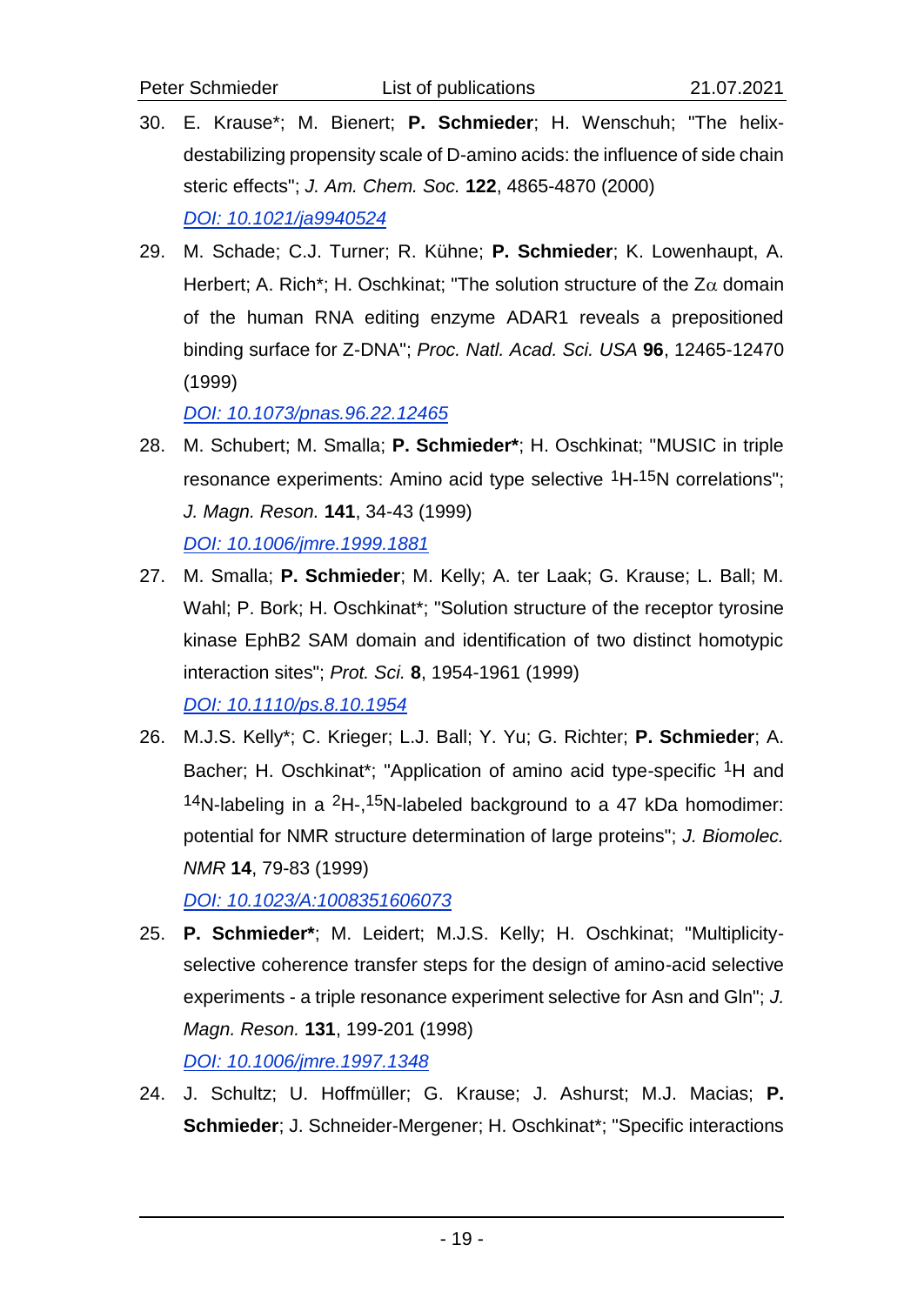30. E. Krause*; M. Bienert; **P. Schmieder**; H. Wenschuh; "The helix-destabilizing propensity scale of D-amino acids: the influence of side chain steric effects"; *J. Am. Chem. Soc.* **122**, 4865-4870 (2000)
    *DOI: 10.1021/ja9940524*

29. M. Schade; C.J. Turner; R. Kühne; **P. Schmieder**; K. Lowenhaupt, A. Herbert; A. Rich*; H. Oschkinat; "The solution structure of the Z$\alpha$ domain of the human RNA editing enzyme ADAR1 reveals a prepositioned binding surface for Z-DNA"; *Proc. Natl. Acad. Sci. USA* **96**, 12465-12470 (1999)
    *DOI: 10.1073/pnas.96.22.12465*

28. M. Schubert; M. Smalla; **P. Schmieder***; H. Oschkinat; "MUSIC in triple resonance experiments: Amino acid type selective $^{1}$H-$^{15}$N correlations"; *J. Magn. Reson.* **141**, 34-43 (1999)
    *DOI: 10.1006/jmre.1999.1881*

27. M. Smalla; **P. Schmieder**; M. Kelly; A. ter Laak; G. Krause; L. Ball; M. Wahl; P. Bork; H. Oschkinat*; "Solution structure of the receptor tyrosine kinase EphB2 SAM domain and identification of two distinct homotypic interaction sites"; *Prot. Sci.* **8**, 1954-1961 (1999)
    *DOI: 10.1110/ps.8.10.1954*

26. M.J.S. Kelly*; C. Krieger; L.J. Ball; Y. Yu; G. Richter; **P. Schmieder**; A. Bacher; H. Oschkinat*; "Application of amino acid type-specific $^{1}$H and $^{14}$N-labeling in a $^{2}$H-,$^{15}$N-labeled background to a 47 kDa homodimer: potential for NMR structure determination of large proteins"; *J. Biomolec. NMR* **14**, 79-83 (1999)
    *DOI: 10.1023/A:1008351606073*

25. **P. Schmieder***; M. Leidert; M.J.S. Kelly; H. Oschkinat; "Multiplicity-selective coherence transfer steps for the design of amino-acid selective experiments - a triple resonance experiment selective for Asn and Gln"; *J. Magn. Reson.* **131**, 199-201 (1998)
    *DOI: 10.1006/jmre.1997.1348*

24. J. Schultz; U. Hoffmüller; G. Krause; J. Ashurst; M.J. Macias; **P. Schmieder**; J. Schneider-Mergener; H. Oschkinat*; "Specific interactions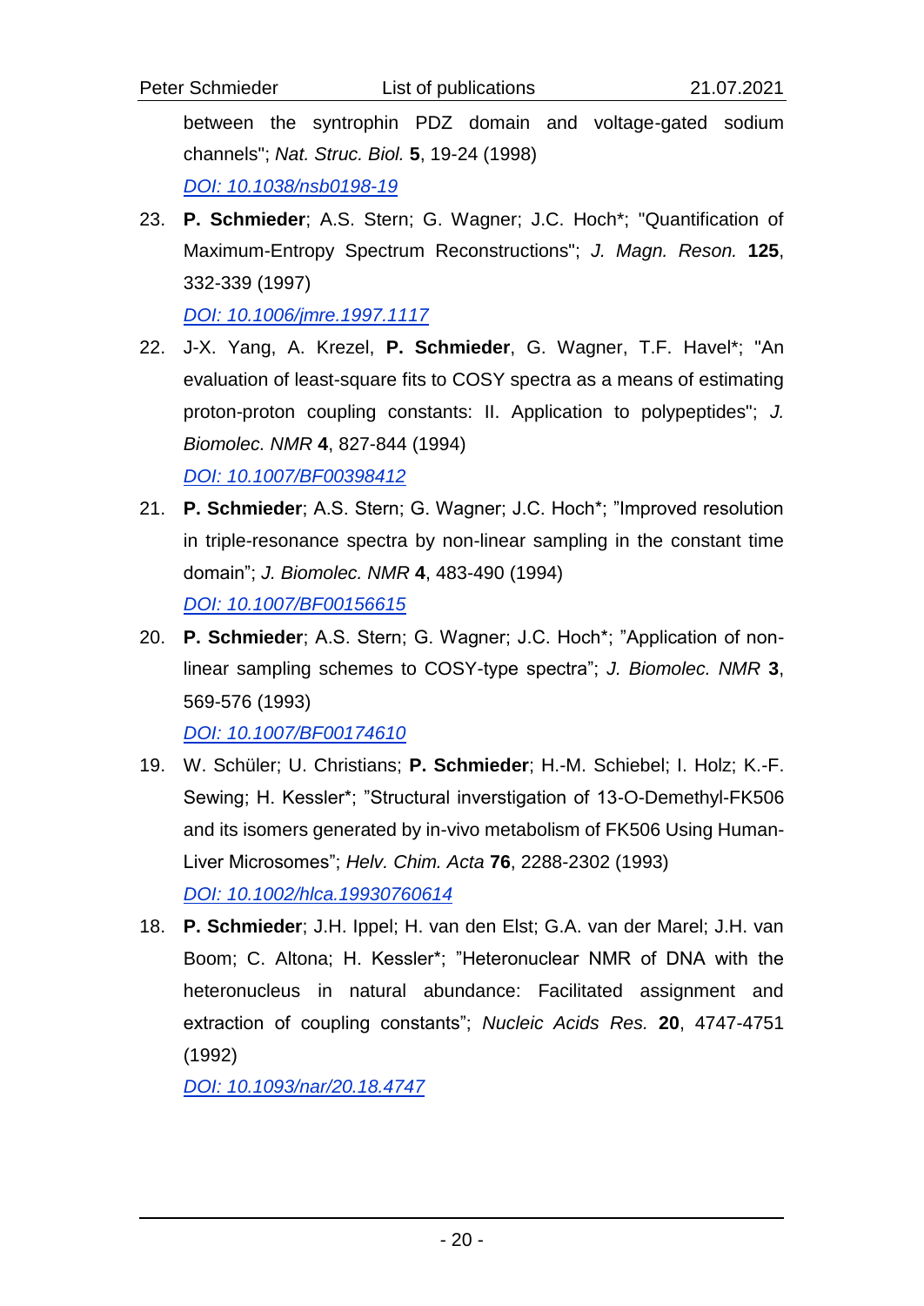between the syntrophin PDZ domain and voltage-gated sodium channels"; *Nat. Struc. Biol.* **5**, 19-24 (1998)
*DOI: 10.1038/nsb0198-19*

23. **P. Schmieder**; A.S. Stern; G. Wagner; J.C. Hoch*; "Quantification of Maximum-Entropy Spectrum Reconstructions"; *J. Magn. Reson.* **125**, 332-339 (1997)
*DOI: 10.1006/jmre.1997.1117*

22. J-X. Yang, A. Krezel, **P. Schmieder**, G. Wagner, T.F. Havel*; "An evaluation of least-square fits to COSY spectra as a means of estimating proton-proton coupling constants: II. Application to polypeptides"; *J. Biomolec. NMR* **4**, 827-844 (1994)
*DOI: 10.1007/BF00398412*

21. **P. Schmieder**; A.S. Stern; G. Wagner; J.C. Hoch*; "Improved resolution in triple-resonance spectra by non-linear sampling in the constant time domain"; *J. Biomolec. NMR* **4**, 483-490 (1994)
*DOI: 10.1007/BF00156615*

20. **P. Schmieder**; A.S. Stern; G. Wagner; J.C. Hoch*; "Application of non-linear sampling schemes to COSY-type spectra"; *J. Biomolec. NMR* **3**, 569-576 (1993)
*DOI: 10.1007/BF00174610*

19. W. Schüler; U. Christians; **P. Schmieder**; H.-M. Schiebel; I. Holz; K.-F. Sewing; H. Kessler*; "Structural inverstigation of 13-O-Demethyl-FK506 and its isomers generated by in-vivo metabolism of FK506 Using Human-Liver Microsomes"; *Helv. Chim. Acta* **76**, 2288-2302 (1993)
*DOI: 10.1002/hlca.19930760614*

18. **P. Schmieder**; J.H. Ippel; H. van den Elst; G.A. van der Marel; J.H. van Boom; C. Altona; H. Kessler*; "Heteronuclear NMR of DNA with the heteronucleus in natural abundance: Facilitated assignment and extraction of coupling constants"; *Nucleic Acids Res.* **20**, 4747-4751 (1992)
*DOI: 10.1093/nar/20.18.4747*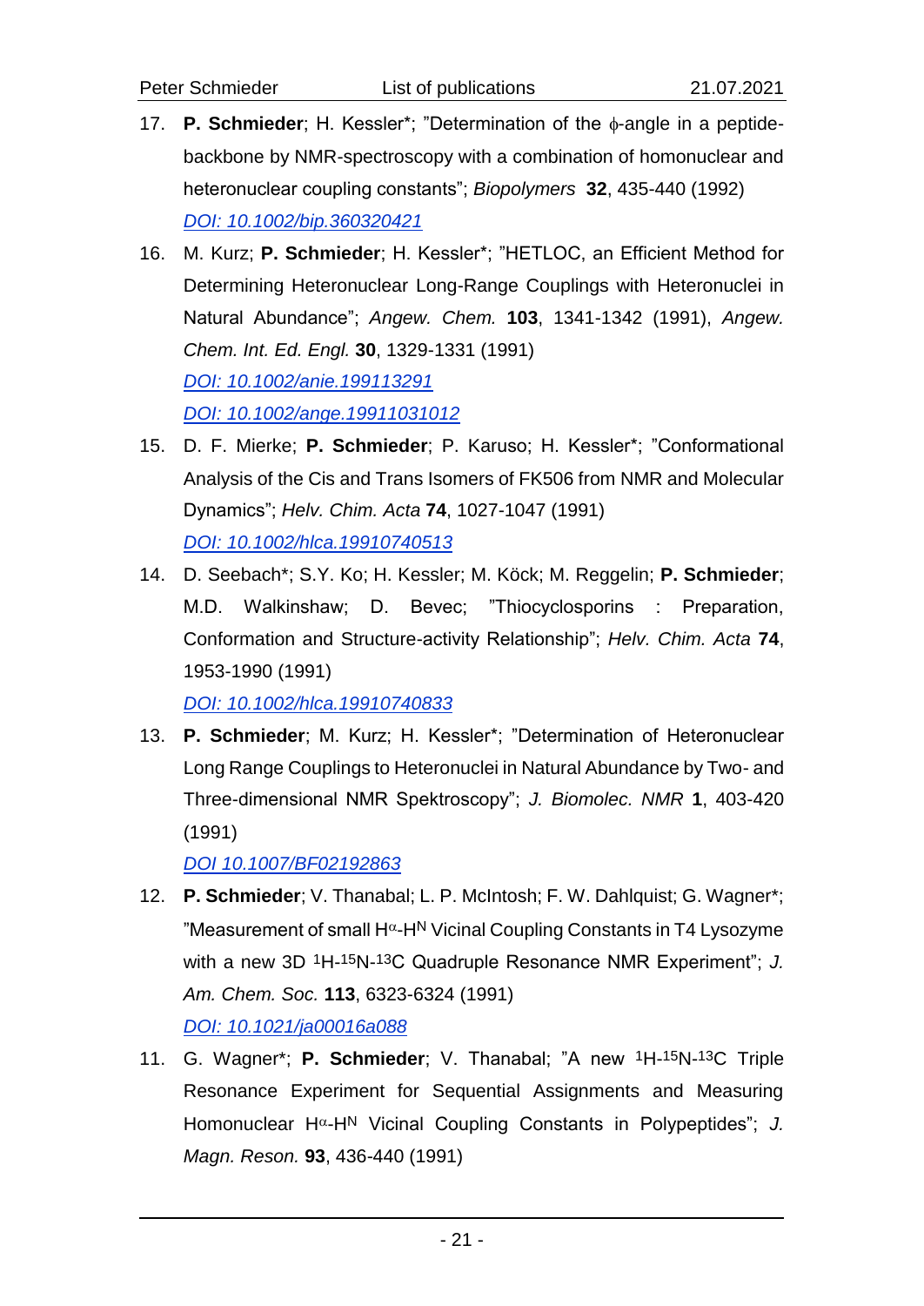17. **P. Schmieder**; H. Kessler*; "Determination of the $\phi$-angle in a peptide-backbone by NMR-spectroscopy with a combination of homonuclear and heteronuclear coupling constants"; *Biopolymers* **32**, 435-440 (1992)
    [DOI: 10.1002/bip.360320421](https://doi.org/10.1002/bip.360320421)

16. M. Kurz; **P. Schmieder**; H. Kessler*; "HETLOC, an Efficient Method for Determining Heteronuclear Long-Range Couplings with Heteronuclei in Natural Abundance"; *Angew. Chem.* **103**, 1341-1342 (1991), *Angew. Chem. Int. Ed. Engl.* **30**, 1329-1331 (1991)
    [DOI: 10.1002/anie.199113291](https://doi.org/10.1002/anie.199113291)
    [DOI: 10.1002/ange.19911031012](https://doi.org/10.1002/ange.19911031012)

15. D. F. Mierke; **P. Schmieder**; P. Karuso; H. Kessler*; "Conformational Analysis of the Cis and Trans Isomers of FK506 from NMR and Molecular Dynamics"; *Helv. Chim. Acta* **74**, 1027-1047 (1991)
    [DOI: 10.1002/hlca.19910740513](https://doi.org/10.1002/hlca.19910740513)

14. D. Seebach*; S.Y. Ko; H. Kessler; M. Köck; M. Reggelin; **P. Schmieder**; M.D. Walkinshaw; D. Bevec; "Thiocyclosporins : Preparation, Conformation and Structure-activity Relationship"; *Helv. Chim. Acta* **74**, 1953-1990 (1991)
    [DOI: 10.1002/hlca.19910740833](https://doi.org/10.1002/hlca.19910740833)

13. **P. Schmieder**; M. Kurz; H. Kessler*; "Determination of Heteronuclear Long Range Couplings to Heteronuclei in Natural Abundance by Two- and Three-dimensional NMR Spektroscopy"; *J. Biomolec. NMR* **1**, 403-420 (1991)
    [DOI 10.1007/BF02192863](https://doi.org/10.1007/BF02192863)

12. **P. Schmieder**; V. Thanabal; L. P. McIntosh; F. W. Dahlquist; G. Wagner*; "Measurement of small $H^{\alpha}$-$H^{N}$ Vicinal Coupling Constants in T4 Lysozyme with a new 3D $^{1}H$-$^{15}N$-$^{13}C$ Quadruple Resonance NMR Experiment"; *J. Am. Chem. Soc.* **113**, 6323-6324 (1991)
    [DOI: 10.1021/ja00016a088](https://doi.org/10.1021/ja00016a088)

11. G. Wagner*; **P. Schmieder**; V. Thanabal; "A new $^{1}H$-$^{15}N$-$^{13}C$ Triple Resonance Experiment for Sequential Assignments and Measuring Homonuclear $H^{\alpha}$-$H^{N}$ Vicinal Coupling Constants in Polypeptides"; *J. Magn. Reson.* **93**, 436-440 (1991)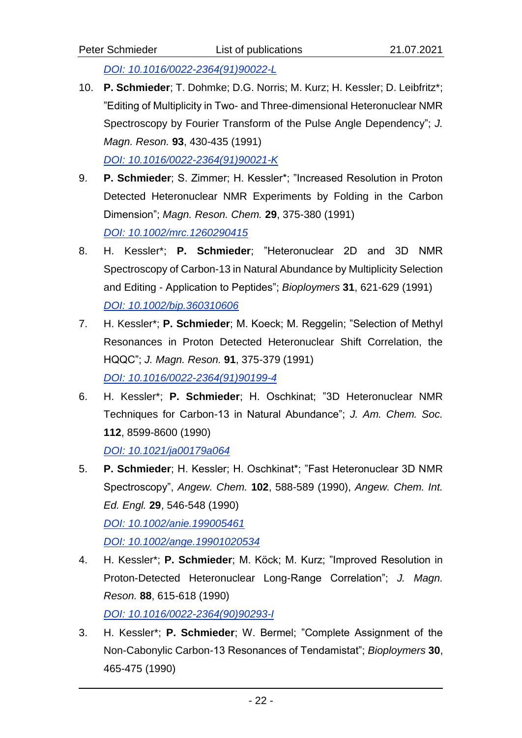[DOI: 10.1016/0022-2364(91)90022-L](https://doi.org/10.1016/0022-2364(91)90022-L)

10. **P. Schmieder**; T. Dohmke; D.G. Norris; M. Kurz; H. Kessler; D. Leibfritz*; "Editing of Multiplicity in Two- and Three-dimensional Heteronuclear NMR Spectroscopy by Fourier Transform of the Pulse Angle Dependency"; *J. Magn. Reson.* **93**, 430-435 (1991)
    [DOI: 10.1016/0022-2364(91)90021-K](https://doi.org/10.1016/0022-2364(91)90021-K)

9. **P. Schmieder**; S. Zimmer; H. Kessler*; "Increased Resolution in Proton Detected Heteronuclear NMR Experiments by Folding in the Carbon Dimension"; *Magn. Reson. Chem.* **29**, 375-380 (1991)
    [DOI: 10.1002/mrc.1260290415](https://doi.org/10.1002/mrc.1260290415)

8. H. Kessler*; **P. Schmieder**; "Heteronuclear 2D and 3D NMR Spectroscopy of Carbon-13 in Natural Abundance by Multiplicity Selection and Editing - Application to Peptides"; *Biopolymers* **31**, 621-629 (1991)
    [DOI: 10.1002/bip.360310606](https://doi.org/10.1002/bip.360310606)

7. H. Kessler*; **P. Schmieder**; M. Koeck; M. Reggelin; "Selection of Methyl Resonances in Proton Detected Heteronuclear Shift Correlation, the HQQC"; *J. Magn. Reson.* **91**, 375-379 (1991)
    [DOI: 10.1016/0022-2364(91)90199-4](https://doi.org/10.1016/0022-2364(91)90199-4)

6. H. Kessler*; **P. Schmieder**; H. Oschkinat; "3D Heteronuclear NMR Techniques for Carbon-13 in Natural Abundance"; *J. Am. Chem. Soc.* **112**, 8599-8600 (1990)
    [DOI: 10.1021/ja00179a064](https://doi.org/10.1021/ja00179a064)

5. **P. Schmieder**; H. Kessler; H. Oschkinat*; "Fast Heteronuclear 3D NMR Spectroscopy", *Angew. Chem.* **102**, 588-589 (1990), *Angew. Chem. Int. Ed. Engl.* **29**, 546-548 (1990)
    [DOI: 10.1002/anie.199005461](https://doi.org/10.1002/anie.199005461)
    [DOI: 10.1002/ange.19901020534](https://doi.org/10.1002/ange.19901020534)

4. H. Kessler*; **P. Schmieder**; M. Köck; M. Kurz; "Improved Resolution in Proton-Detected Heteronuclear Long-Range Correlation"; *J. Magn. Reson.* **88**, 615-618 (1990)
    [DOI: 10.1016/0022-2364(90)90293-I](https://doi.org/10.1016/0022-2364(90)90293-I)

3. H. Kessler*; **P. Schmieder**; W. Bermel; "Complete Assignment of the Non-Cabonylic Carbon-13 Resonances of Tendamistat"; *Bioplymers* **30**, 465-475 (1990)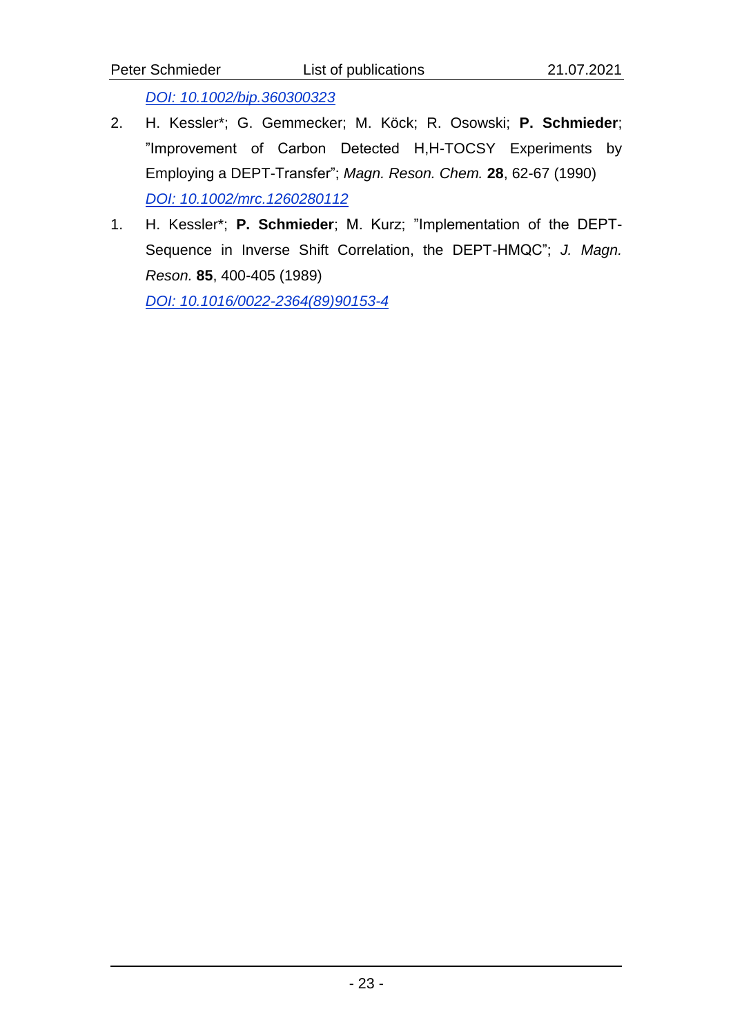[DOI: 10.1002/bip.360300323](https://doi.org/10.1002/bip.360300323)

2. H. Kessler*; G. Gemmecker; M. Köck; R. Osowski; **P. Schmieder**; "Improvement of Carbon Detected H,H-TOCSY Experiments by Employing a DEPT-Transfer"; *Magn. Reson. Chem.* **28**, 62-67 (1990)
   [DOI: 10.1002/mrc.1260280112](https://doi.org/10.1002/mrc.1260280112)

1. H. Kessler*; **P. Schmieder**; M. Kurz; "Implementation of the DEPT-Sequence in Inverse Shift Correlation, the DEPT-HMQC"; *J. Magn. Reson.* **85**, 400-405 (1989)
   [DOI: 10.1016/0022-2364(89)90153-4](https://doi.org/10.1016/0022-2364(89)90153-4)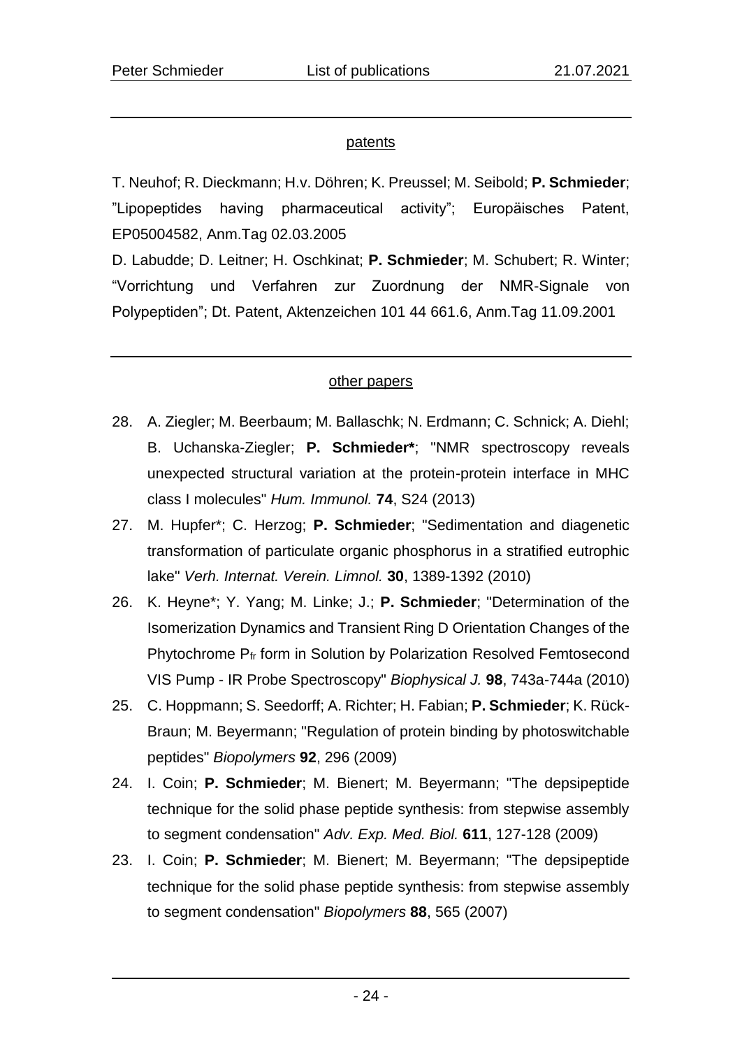## patents

T. Neuhof; R. Dieckmann; H.v. Döhren; K. Preussel; M. Seibold; **P. Schmieder**; ”Lipopeptides having pharmaceutical activity”; Europäisches Patent, EP05004582, Anm.Tag 02.03.2005

D. Labudde; D. Leitner; H. Oschkinat; **P. Schmieder**; M. Schubert; R. Winter; “Vorrichtung und Verfahren zur Zuordnung der NMR-Signale von Polypeptiden”; Dt. Patent, Aktenzeichen 101 44 661.6, Anm.Tag 11.09.2001

## other papers

28. A. Ziegler; M. Beerbaum; M. Ballaschk; N. Erdmann; C. Schnick; A. Diehl; B. Uchanska-Ziegler; **P. Schmieder***; "NMR spectroscopy reveals unexpected structural variation at the protein-protein interface in MHC class I molecules" *Hum. Immunol.* **74**, S24 (2013)
27. M. Hupfer*; C. Herzog; **P. Schmieder**; "Sedimentation and diagenetic transformation of particulate organic phosphorus in a stratified eutrophic lake" *Verh. Internat. Verein. Limnol.* **30**, 1389-1392 (2010)
26. K. Heyne*; Y. Yang; M. Linke; J.; **P. Schmieder**; "Determination of the Isomerization Dynamics and Transient Ring D Orientation Changes of the Phytochrome $P_{fr}$ form in Solution by Polarization Resolved Femtosecond VIS Pump - IR Probe Spectroscopy" *Biophysical J.* **98**, 743a-744a (2010)
25. C. Hoppmann; S. Seedorff; A. Richter; H. Fabian; **P. Schmieder**; K. Rück-Braun; M. Beyermann; "Regulation of protein binding by photoswitchable peptides" *Biopolymers* **92**, 296 (2009)
24. I. Coin; **P. Schmieder**; M. Bienert; M. Beyermann; "The depsipeptide technique for the solid phase peptide synthesis: from stepwise assembly to segment condensation" *Adv. Exp. Med. Biol.* **611**, 127-128 (2009)
23. I. Coin; **P. Schmieder**; M. Bienert; M. Beyermann; "The depsipeptide technique for the solid phase peptide synthesis: from stepwise assembly to segment condensation" *Biopolymers* **88**, 565 (2007)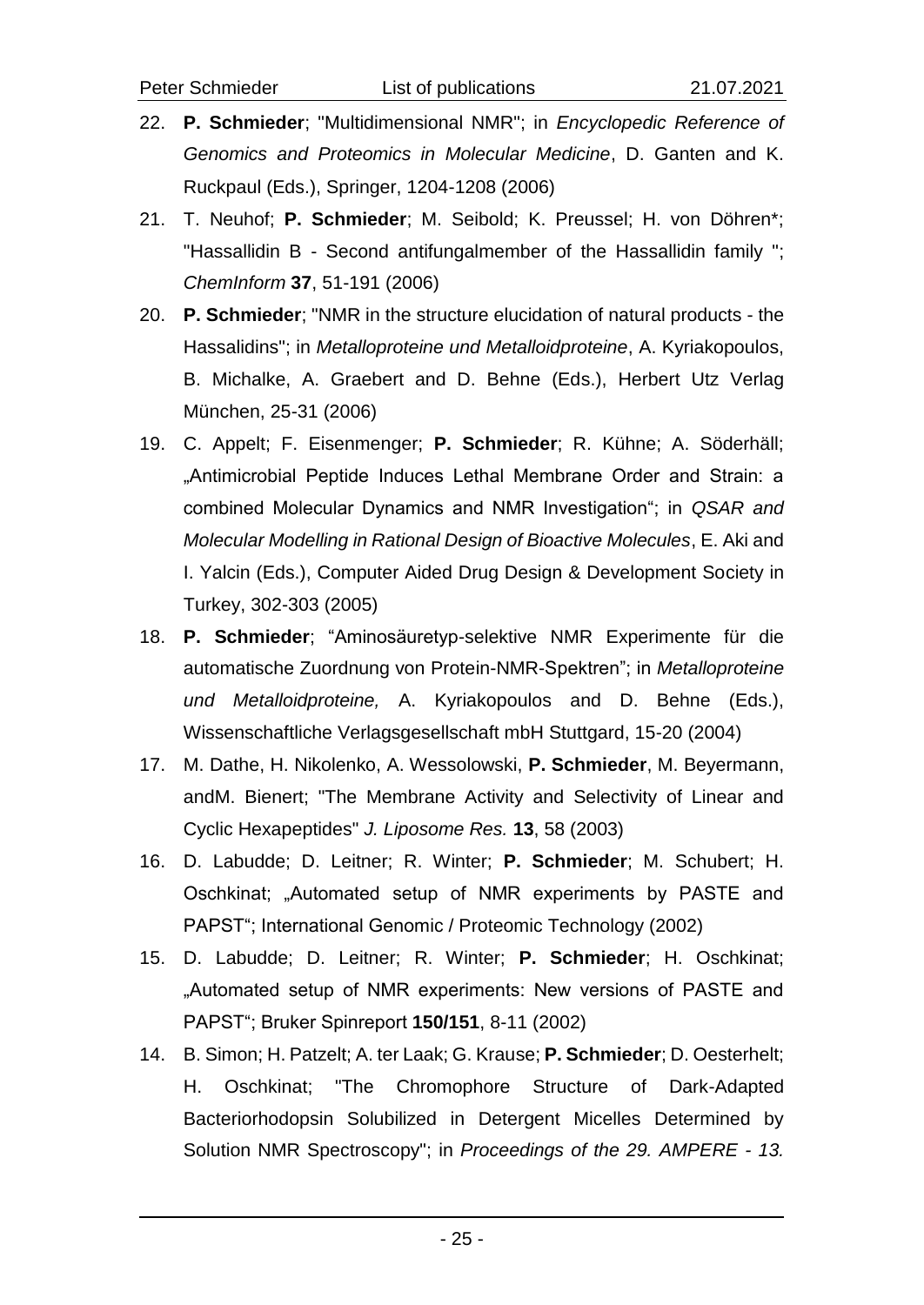22. **P. Schmieder**; "Multidimensional NMR"; in *Encyclopedic Reference of Genomics and Proteomics in Molecular Medicine*, D. Ganten and K. Ruckpaul (Eds.), Springer, 1204-1208 (2006)
21. T. Neuhof; **P. Schmieder**; M. Seibold; K. Preussel; H. von Döhren*; "Hassallidin B - Second antifungalmember of the Hassallidin family "; *ChemInform* **37**, 51-191 (2006)
20. **P. Schmieder**; "NMR in the structure elucidation of natural products - the Hassalidins"; in *Metalloproteine und Metalloidproteine*, A. Kyriakopoulos, B. Michalke, A. Graebert and D. Behne (Eds.), Herbert Utz Verlag München, 25-31 (2006)
19. C. Appelt; F. Eisenmenger; **P. Schmieder**; R. Kühne; A. Söderhäll; „Antimicrobial Peptide Induces Lethal Membrane Order and Strain: a combined Molecular Dynamics and NMR Investigation"; in *QSAR and Molecular Modelling in Rational Design of Bioactive Molecules*, E. Aki and I. Yalcin (Eds.), Computer Aided Drug Design & Development Society in Turkey, 302-303 (2005)
18. **P. Schmieder**; "Aminosäuretyp-selektive NMR Experimente für die automatische Zuordnung von Protein-NMR-Spektren"; in *Metalloproteine und Metalloidproteine,* A. Kyriakopoulos and D. Behne (Eds.), Wissenschaftliche Verlagsgesellschaft mbH Stuttgard, 15-20 (2004)
17. M. Dathe, H. Nikolenko, A. Wessolowski, **P. Schmieder**, M. Beyermann, andM. Bienert; "The Membrane Activity and Selectivity of Linear and Cyclic Hexapeptides" *J. Liposome Res.* **13**, 58 (2003)
16. D. Labudde; D. Leitner; R. Winter; **P. Schmieder**; M. Schubert; H. Oschkinat; „Automated setup of NMR experiments by PASTE and PAPST"; International Genomic / Proteomic Technology (2002)
15. D. Labudde; D. Leitner; R. Winter; **P. Schmieder**; H. Oschkinat; „Automated setup of NMR experiments: New versions of PASTE and PAPST"; Bruker Spinreport **150/151**, 8-11 (2002)
14. B. Simon; H. Patzelt; A. ter Laak; G. Krause; **P. Schmieder**; D. Oesterhelt; H. Oschkinat; "The Chromophore Structure of Dark-Adapted Bacteriorhodopsin Solubilized in Detergent Micelles Determined by Solution NMR Spectroscopy"; in *Proceedings of the 29. AMPERE - 13.*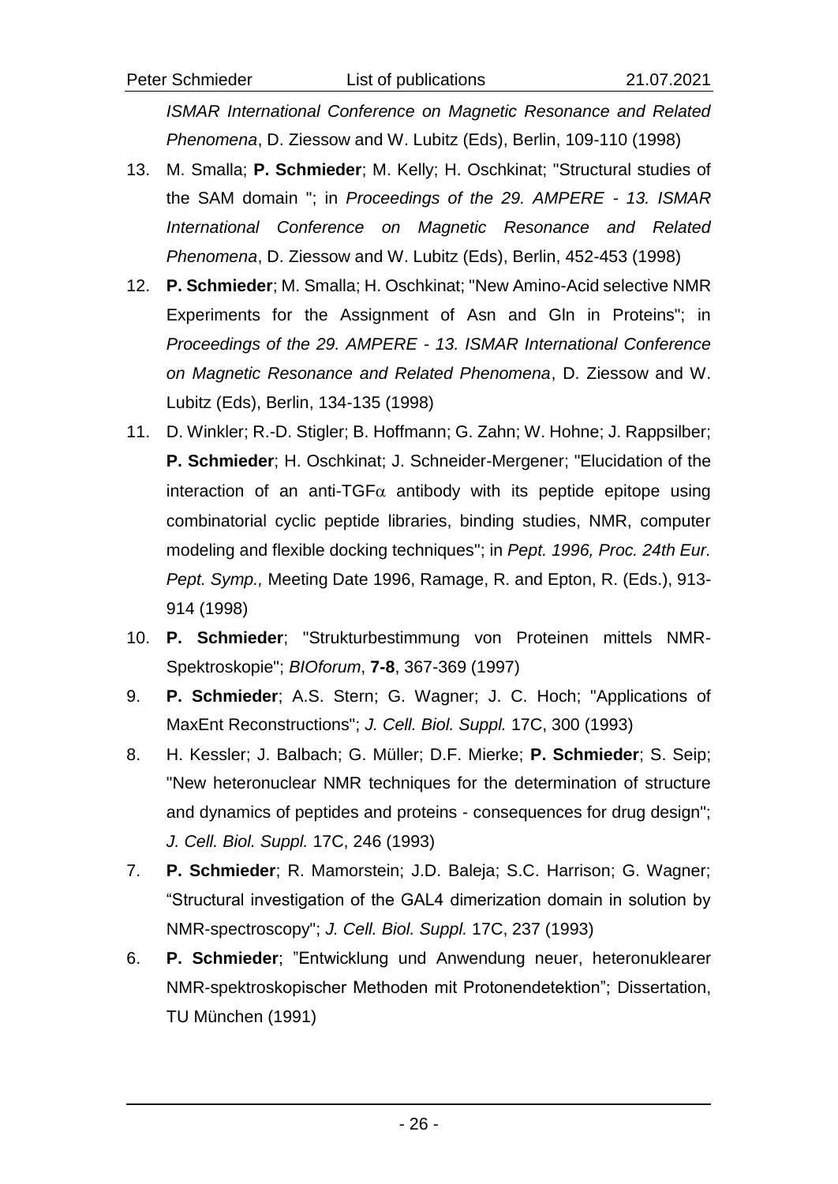*ISMAR International Conference on Magnetic Resonance and Related Phenomena*, D. Ziessow and W. Lubitz (Eds), Berlin, 109-110 (1998)

13. M. Smalla; **P. Schmieder**; M. Kelly; H. Oschkinat; "Structural studies of the SAM domain "; in *Proceedings of the 29. AMPERE - 13. ISMAR International Conference on Magnetic Resonance and Related Phenomena*, D. Ziessow and W. Lubitz (Eds), Berlin, 452-453 (1998)

12. **P. Schmieder**; M. Smalla; H. Oschkinat; "New Amino-Acid selective NMR Experiments for the Assignment of Asn and Gln in Proteins"; in *Proceedings of the 29. AMPERE - 13. ISMAR International Conference on Magnetic Resonance and Related Phenomena*, D. Ziessow and W. Lubitz (Eds), Berlin, 134-135 (1998)

11. D. Winkler; R.-D. Stigler; B. Hoffmann; G. Zahn; W. Hohne; J. Rappsilber; **P. Schmieder**; H. Oschkinat; J. Schneider-Mergener; "Elucidation of the interaction of an anti-TGF$\alpha$ antibody with its peptide epitope using combinatorial cyclic peptide libraries, binding studies, NMR, computer modeling and flexible docking techniques"; in *Pept. 1996, Proc. 24th Eur. Pept. Symp.,* Meeting Date 1996, Ramage, R. and Epton, R. (Eds.), 913-914 (1998)

10. **P. Schmieder**; "Strukturbestimmung von Proteinen mittels NMR-Spektroskopie"; *BIOforum*, **7-8**, 367-369 (1997)

9. **P. Schmieder**; A.S. Stern; G. Wagner; J. C. Hoch; "Applications of MaxEnt Reconstructions"; *J. Cell. Biol. Suppl.* 17C, 300 (1993)

8. H. Kessler; J. Balbach; G. Müller; D.F. Mierke; **P. Schmieder**; S. Seip; "New heteronuclear NMR techniques for the determination of structure and dynamics of peptides and proteins - consequences for drug design"; *J. Cell. Biol. Suppl.* 17C, 246 (1993)

7. **P. Schmieder**; R. Mamorstein; J.D. Baleja; S.C. Harrison; G. Wagner; "Structural investigation of the GAL4 dimerization domain in solution by NMR-spectroscopy"; *J. Cell. Biol. Suppl.* 17C, 237 (1993)

6. **P. Schmieder**; "Entwicklung und Anwendung neuer, heteronuklearer NMR-spektroskopischer Methoden mit Protonendetektion"; Dissertation, TU München (1991)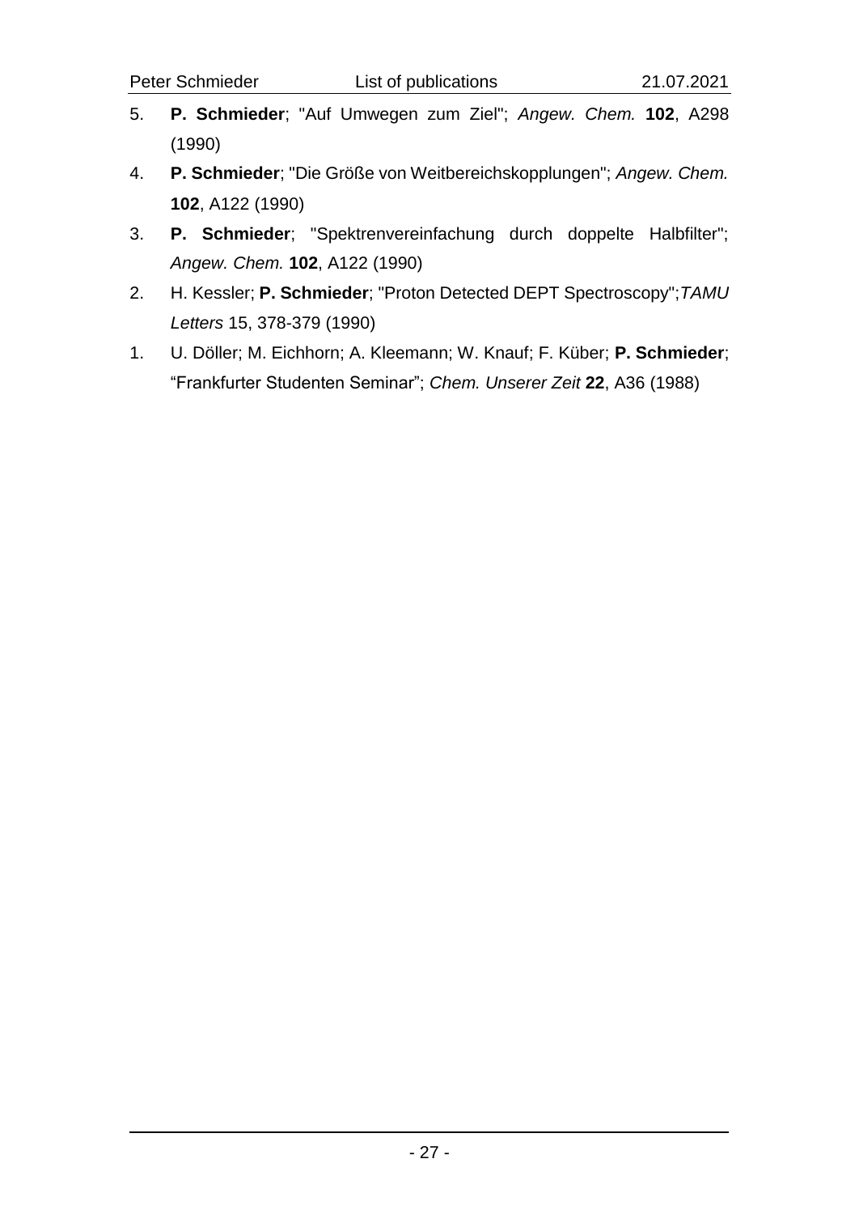5. **P. Schmieder**; "Auf Umwegen zum Ziel"; *Angew. Chem.* **102**, A298 (1990)
4. **P. Schmieder**; "Die Größe von Weitbereichskopplungen"; *Angew. Chem.* **102**, A122 (1990)
3. **P. Schmieder**; "Spektrenvereinfachung durch doppelte Halbfilter"; *Angew. Chem.* **102**, A122 (1990)
2. H. Kessler; **P. Schmieder**; "Proton Detected DEPT Spectroscopy";*TAMU Letters* 15, 378-379 (1990)
1. U. Döller; M. Eichhorn; A. Kleemann; W. Knauf; F. Küber; **P. Schmieder**; "Frankfurter Studenten Seminar"; *Chem. Unserer Zeit* **22**, A36 (1988)